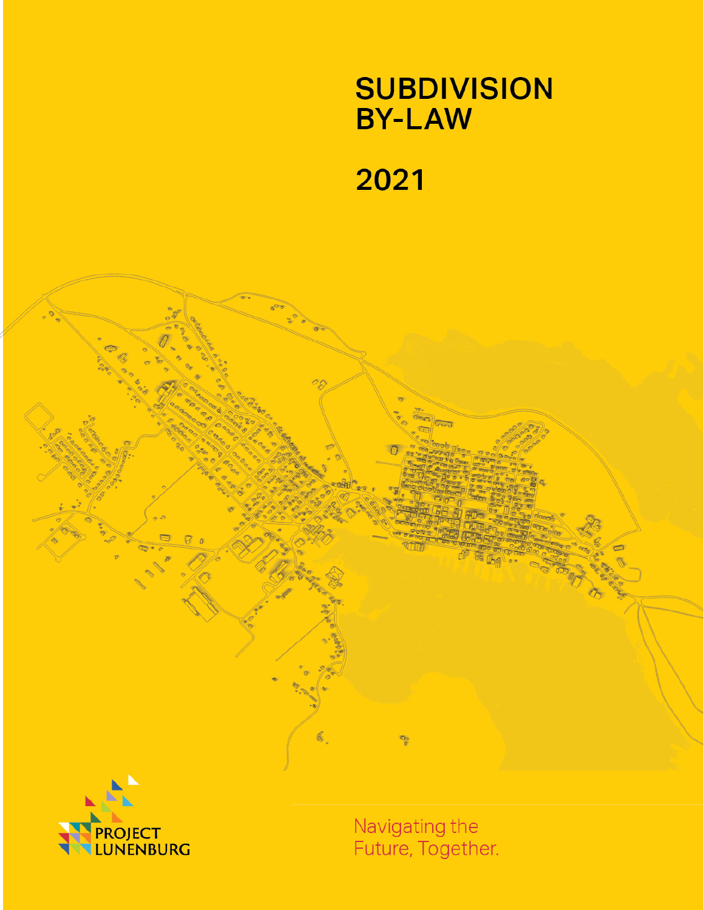# SUBDIVISION BY-LAW

# 2021

PROJECT LUNENBURG

Navigating the Future, Together.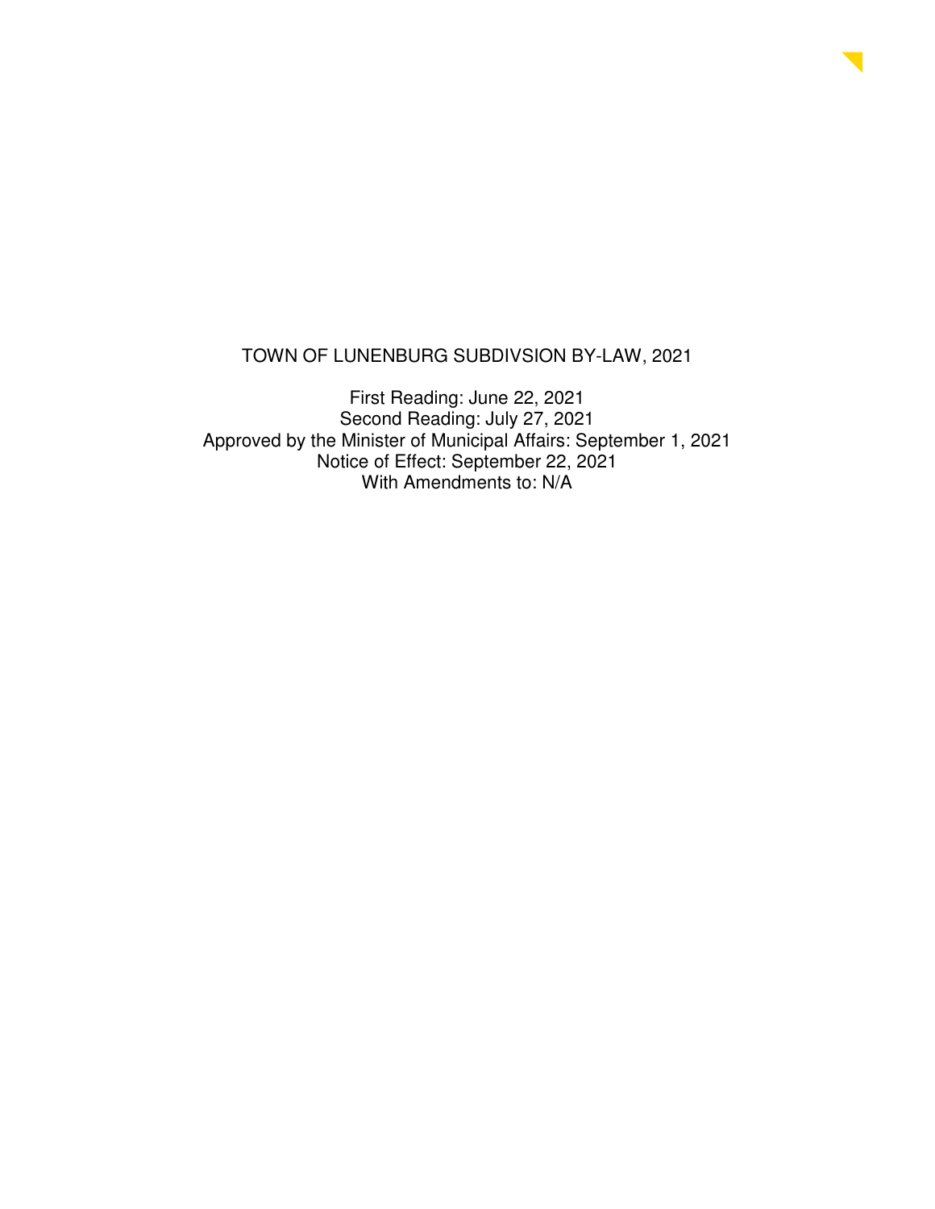# TOWN OF LUNENBURG SUBDIVSION BY-LAW, 2021

First Reading: June 22, 2021
Second Reading: July 27, 2021
Approved by the Minister of Municipal Affairs: September 1, 2021
Notice of Effect: September 22, 2021
With Amendments to: N/A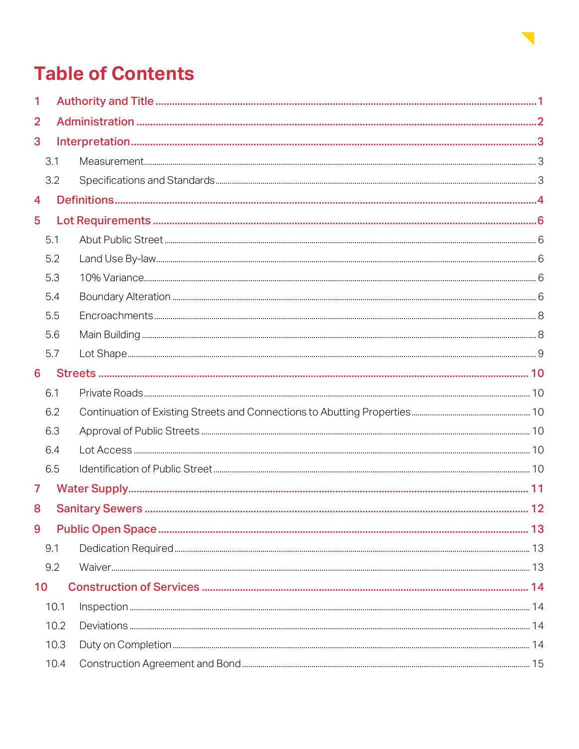# Table of Contents

**1 Authority and Title** ..... 1

**2 Administration** ..... 2

**3 Interpretation** ..... 3

- 3.1 Measurement ..... 3
- 3.2 Specifications and Standards ..... 3

**4 Definitions** ..... 4

**5 Lot Requirements** ..... 6

- 5.1 Abut Public Street ..... 6
- 5.2 Land Use By-law ..... 6
- 5.3 10% Variance ..... 6
- 5.4 Boundary Alteration ..... 6
- 5.5 Encroachments ..... 8
- 5.6 Main Building ..... 8
- 5.7 Lot Shape ..... 9

**6 Streets** ..... 10

- 6.1 Private Roads ..... 10
- 6.2 Continuation of Existing Streets and Connections to Abutting Properties ..... 10
- 6.3 Approval of Public Streets ..... 10
- 6.4 Lot Access ..... 10
- 6.5 Identification of Public Street ..... 10

**7 Water Supply** ..... 11

**8 Sanitary Sewers** ..... 12

**9 Public Open Space** ..... 13

- 9.1 Dedication Required ..... 13
- 9.2 Waiver ..... 13

**10 Construction of Services** ..... 14

- 10.1 Inspection ..... 14
- 10.2 Deviations ..... 14
- 10.3 Duty on Completion ..... 14
- 10.4 Construction Agreement and Bond ..... 15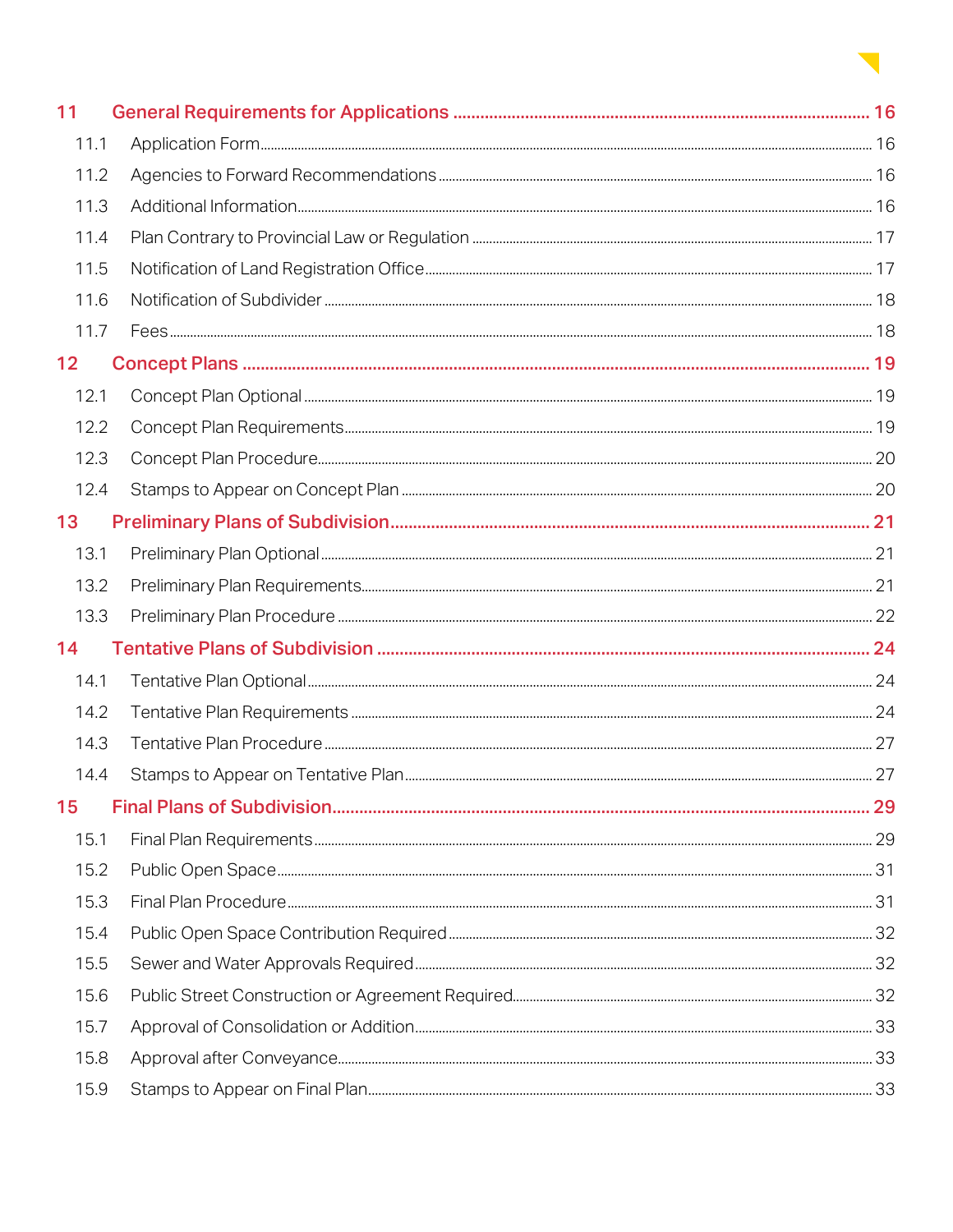| | | |
|---|---|---|
| **11** | **General Requirements for Applications** | **16** |
| 11.1 | Application Form | 16 |
| 11.2 | Agencies to Forward Recommendations | 16 |
| 11.3 | Additional Information | 16 |
| 11.4 | Plan Contrary to Provincial Law or Regulation | 17 |
| 11.5 | Notification of Land Registration Office | 17 |
| 11.6 | Notification of Subdivider | 18 |
| 11.7 | Fees | 18 |
| **12** | **Concept Plans** | **19** |
| 12.1 | Concept Plan Optional | 19 |
| 12.2 | Concept Plan Requirements | 19 |
| 12.3 | Concept Plan Procedure | 20 |
| 12.4 | Stamps to Appear on Concept Plan | 20 |
| **13** | **Preliminary Plans of Subdivision** | **21** |
| 13.1 | Preliminary Plan Optional | 21 |
| 13.2 | Preliminary Plan Requirements | 21 |
| 13.3 | Preliminary Plan Procedure | 22 |
| **14** | **Tentative Plans of Subdivision** | **24** |
| 14.1 | Tentative Plan Optional | 24 |
| 14.2 | Tentative Plan Requirements | 24 |
| 14.3 | Tentative Plan Procedure | 27 |
| 14.4 | Stamps to Appear on Tentative Plan | 27 |
| **15** | **Final Plans of Subdivision** | **29** |
| 15.1 | Final Plan Requirements | 29 |
| 15.2 | Public Open Space | 31 |
| 15.3 | Final Plan Procedure | 31 |
| 15.4 | Public Open Space Contribution Required | 32 |
| 15.5 | Sewer and Water Approvals Required | 32 |
| 15.6 | Public Street Construction or Agreement Required | 32 |
| 15.7 | Approval of Consolidation or Addition | 33 |
| 15.8 | Approval after Conveyance | 33 |
| 15.9 | Stamps to Appear on Final Plan | 33 |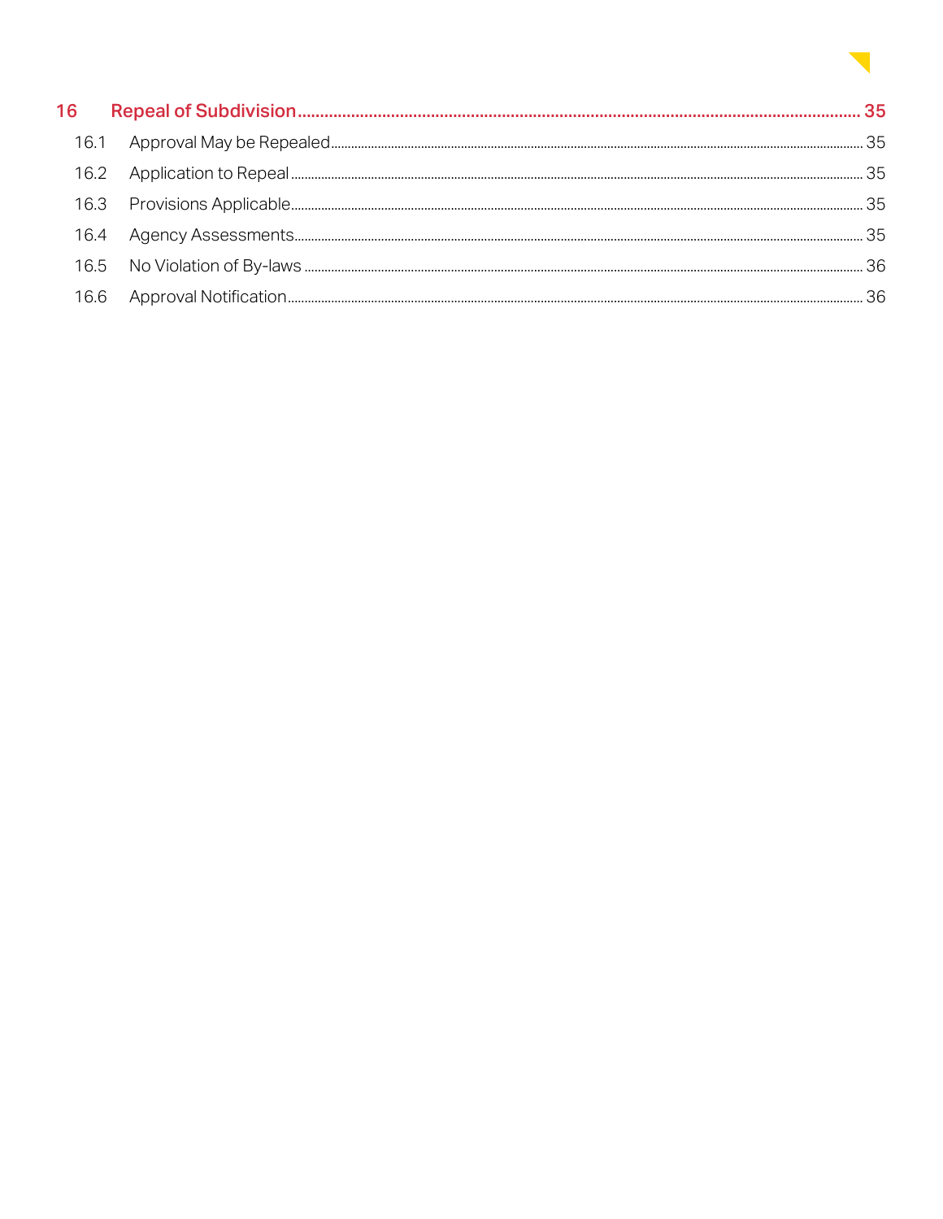| | | |
|---|---|---|
| **16** | **Repeal of Subdivision** | **35** |
| 16.1 | Approval May be Repealed | 35 |
| 16.2 | Application to Repeal | 35 |
| 16.3 | Provisions Applicable | 35 |
| 16.4 | Agency Assessments | 35 |
| 16.5 | No Violation of By-laws | 36 |
| 16.6 | Approval Notification | 36 |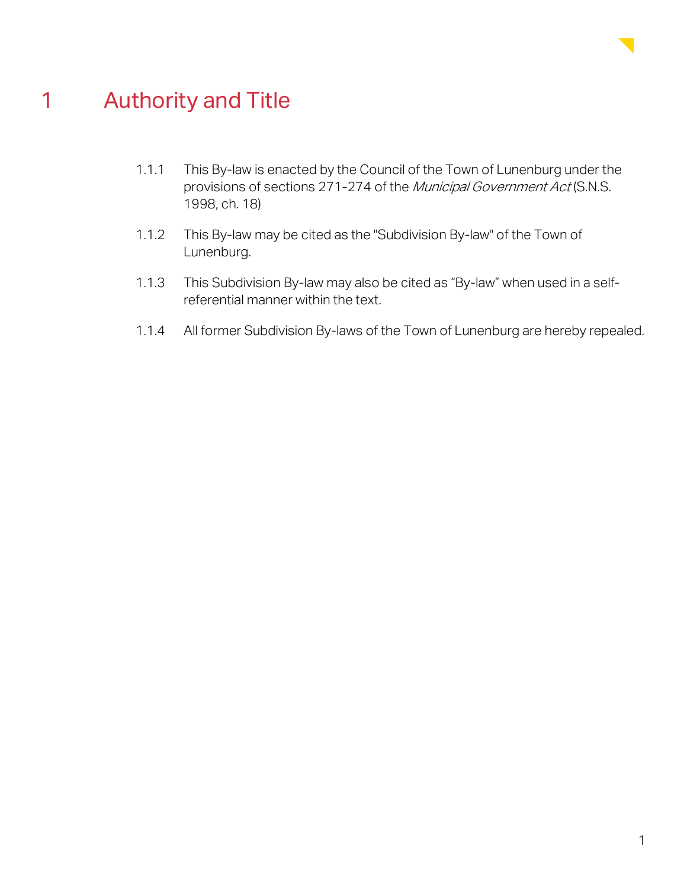# 1 Authority and Title

1.1.1 This By-law is enacted by the Council of the Town of Lunenburg under the provisions of sections 271-274 of the *Municipal Government Act* (S.N.S. 1998, ch. 18)

1.1.2 This By-law may be cited as the "Subdivision By-law" of the Town of Lunenburg.

1.1.3 This Subdivision By-law may also be cited as “By-law” when used in a self-referential manner within the text.

1.1.4 All former Subdivision By-laws of the Town of Lunenburg are hereby repealed.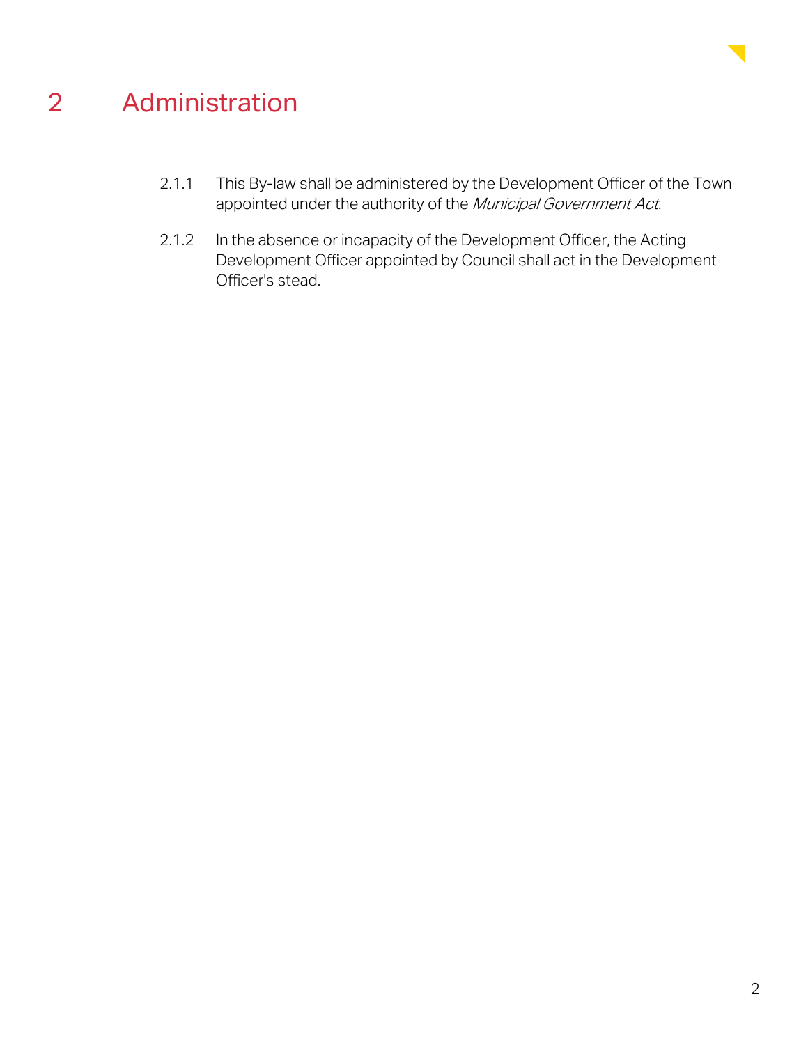# 2 Administration

2.1.1 This By-law shall be administered by the Development Officer of the Town appointed under the authority of the *Municipal Government Act*.

2.1.2 In the absence or incapacity of the Development Officer, the Acting Development Officer appointed by Council shall act in the Development Officer's stead.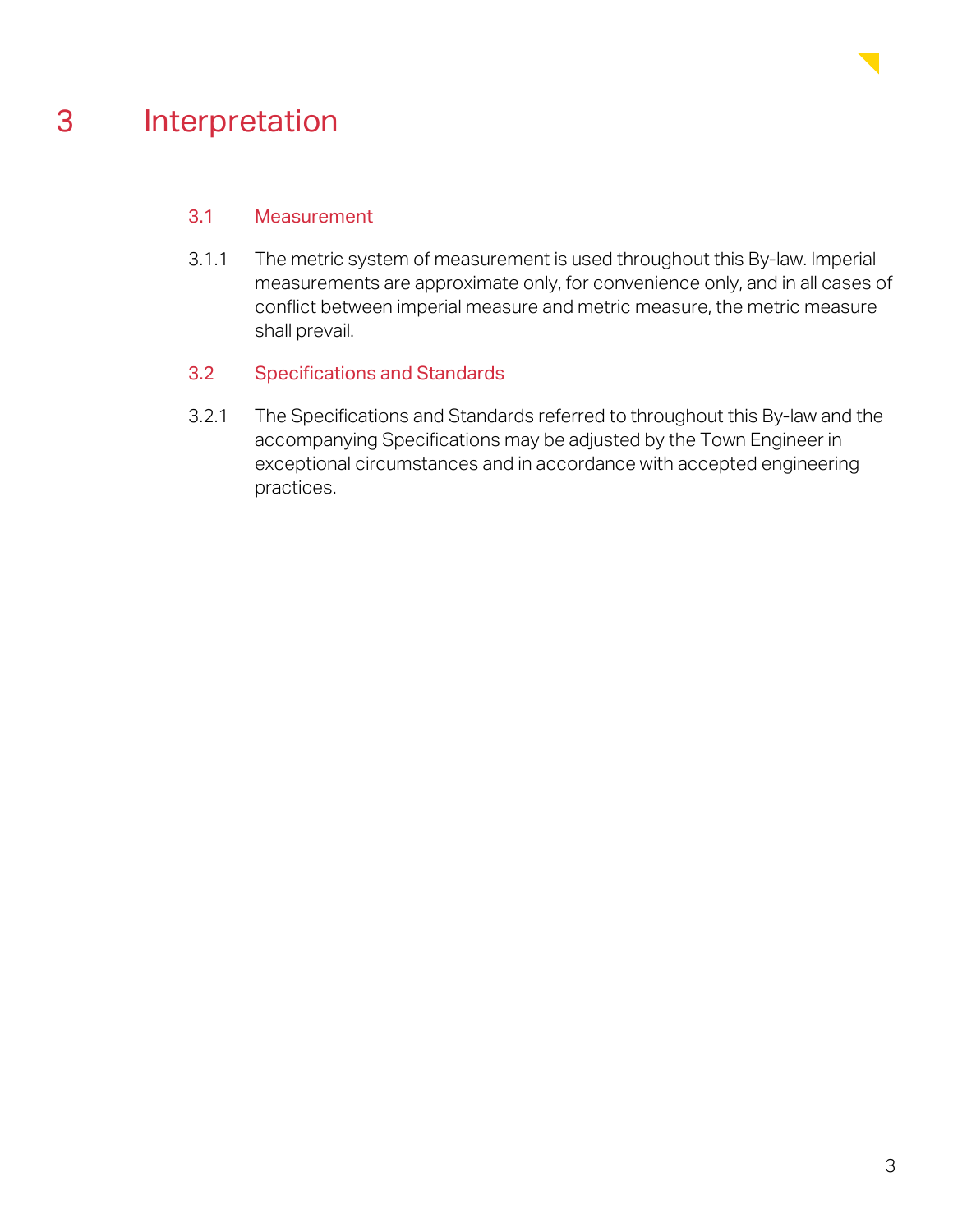# 3 Interpretation

## 3.1 Measurement

3.1.1 The metric system of measurement is used throughout this By-law. Imperial measurements are approximate only, for convenience only, and in all cases of conflict between imperial measure and metric measure, the metric measure shall prevail.

## 3.2 Specifications and Standards

3.2.1 The Specifications and Standards referred to throughout this By-law and the accompanying Specifications may be adjusted by the Town Engineer in exceptional circumstances and in accordance with accepted engineering practices.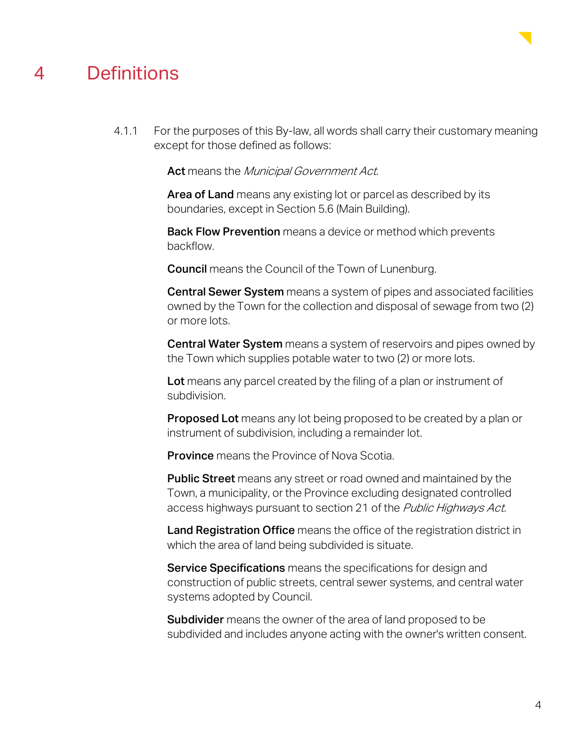# 4 Definitions

4.1.1 For the purposes of this By-law, all words shall carry their customary meaning except for those defined as follows:

**Act** means the *Municipal Government Act*.

**Area of Land** means any existing lot or parcel as described by its boundaries, except in Section 5.6 (Main Building).

**Back Flow Prevention** means a device or method which prevents backflow.

**Council** means the Council of the Town of Lunenburg.

**Central Sewer System** means a system of pipes and associated facilities owned by the Town for the collection and disposal of sewage from two (2) or more lots.

**Central Water System** means a system of reservoirs and pipes owned by the Town which supplies potable water to two (2) or more lots.

**Lot** means any parcel created by the filing of a plan or instrument of subdivision.

**Proposed Lot** means any lot being proposed to be created by a plan or instrument of subdivision, including a remainder lot.

**Province** means the Province of Nova Scotia.

**Public Street** means any street or road owned and maintained by the Town, a municipality, or the Province excluding designated controlled access highways pursuant to section 21 of the *Public Highways Act*.

**Land Registration Office** means the office of the registration district in which the area of land being subdivided is situate.

**Service Specifications** means the specifications for design and construction of public streets, central sewer systems, and central water systems adopted by Council.

**Subdivider** means the owner of the area of land proposed to be subdivided and includes anyone acting with the owner's written consent.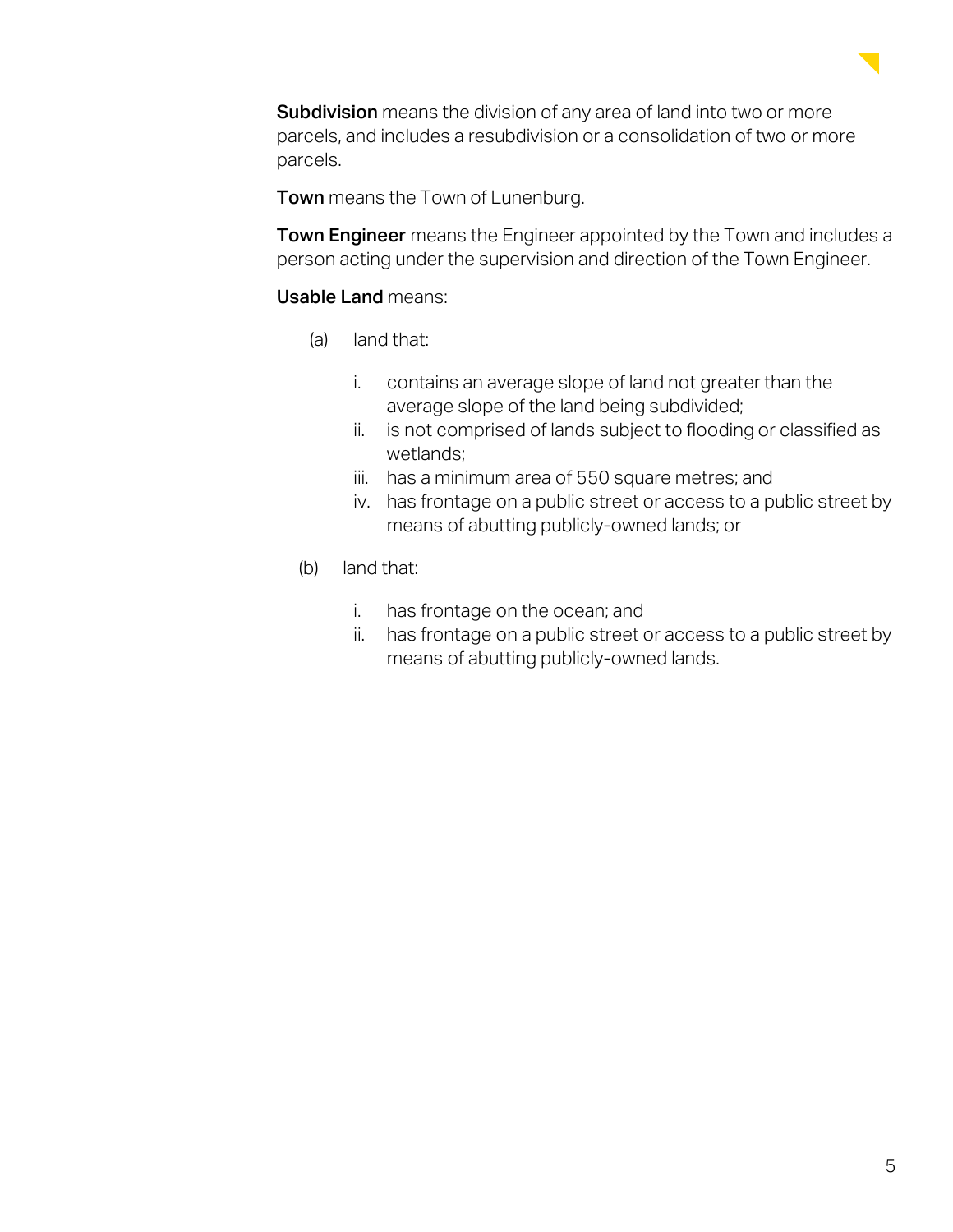**Subdivision** means the division of any area of land into two or more parcels, and includes a resubdivision or a consolidation of two or more parcels.

**Town** means the Town of Lunenburg.

**Town Engineer** means the Engineer appointed by the Town and includes a person acting under the supervision and direction of the Town Engineer.

**Usable Land** means:

(a) land that:

   i. contains an average slope of land not greater than the average slope of the land being subdivided;
   ii. is not comprised of lands subject to flooding or classified as wetlands;
   iii. has a minimum area of 550 square metres; and
   iv. has frontage on a public street or access to a public street by means of abutting publicly-owned lands; or

(b) land that:

   i. has frontage on the ocean; and
   ii. has frontage on a public street or access to a public street by means of abutting publicly-owned lands.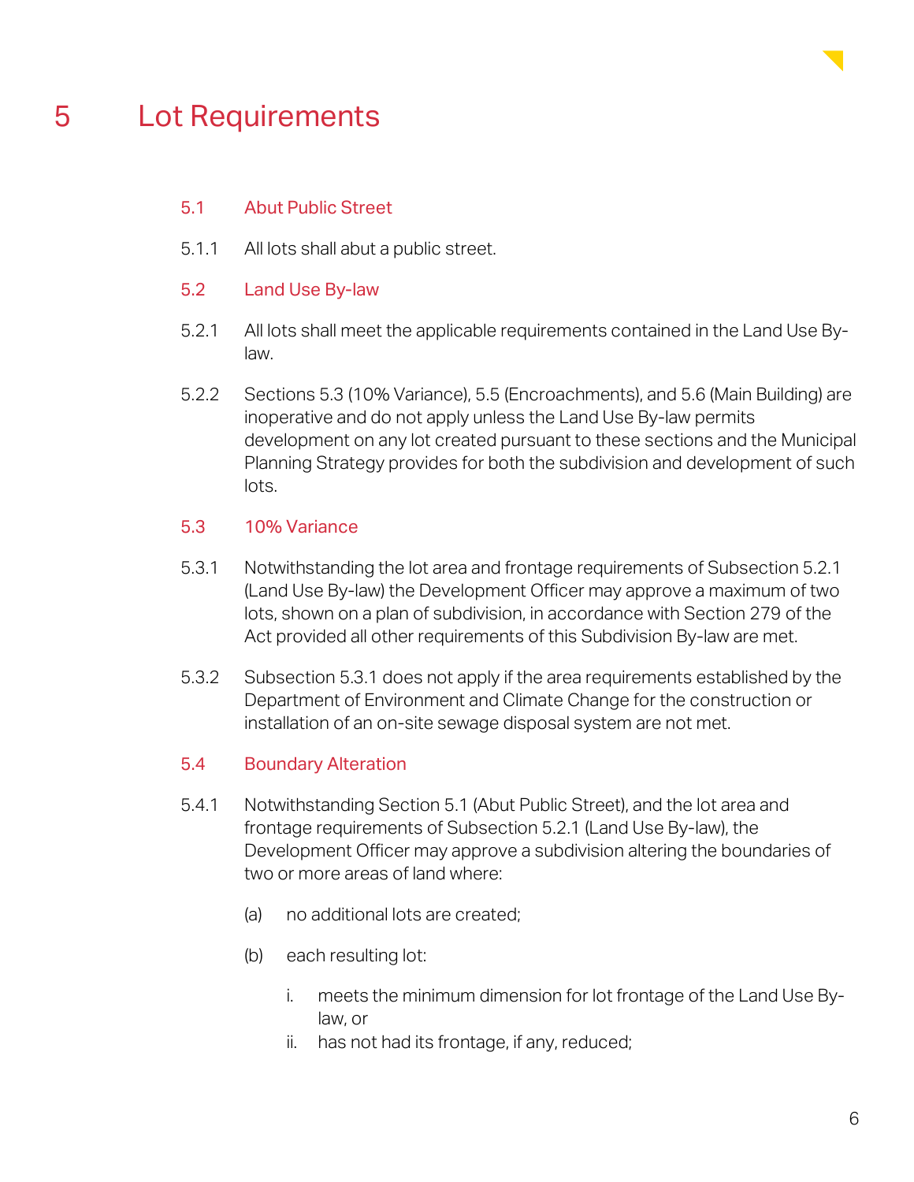# 5 Lot Requirements

## 5.1 Abut Public Street

5.1.1 All lots shall abut a public street.

## 5.2 Land Use By-law

5.2.1 All lots shall meet the applicable requirements contained in the Land Use By-law.

5.2.2 Sections 5.3 (10% Variance), 5.5 (Encroachments), and 5.6 (Main Building) are inoperative and do not apply unless the Land Use By-law permits development on any lot created pursuant to these sections and the Municipal Planning Strategy provides for both the subdivision and development of such lots.

## 5.3 10% Variance

5.3.1 Notwithstanding the lot area and frontage requirements of Subsection 5.2.1 (Land Use By-law) the Development Officer may approve a maximum of two lots, shown on a plan of subdivision, in accordance with Section 279 of the Act provided all other requirements of this Subdivision By-law are met.

5.3.2 Subsection 5.3.1 does not apply if the area requirements established by the Department of Environment and Climate Change for the construction or installation of an on-site sewage disposal system are not met.

## 5.4 Boundary Alteration

5.4.1 Notwithstanding Section 5.1 (Abut Public Street), and the lot area and frontage requirements of Subsection 5.2.1 (Land Use By-law), the Development Officer may approve a subdivision altering the boundaries of two or more areas of land where:

(a) no additional lots are created;

(b) each resulting lot:

i. meets the minimum dimension for lot frontage of the Land Use By-law, or
ii. has not had its frontage, if any, reduced;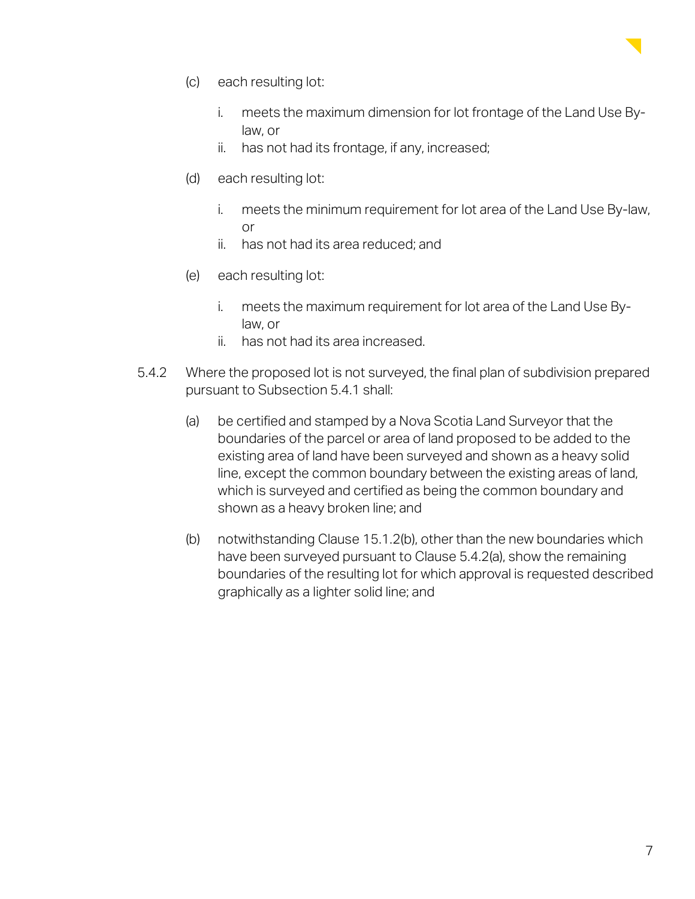(c) each resulting lot:

   i. meets the maximum dimension for lot frontage of the Land Use By-law, or
   ii. has not had its frontage, if any, increased;

(d) each resulting lot:

   i. meets the minimum requirement for lot area of the Land Use By-law, or
   ii. has not had its area reduced; and

(e) each resulting lot:

   i. meets the maximum requirement for lot area of the Land Use By-law, or
   ii. has not had its area increased.

5.4.2 Where the proposed lot is not surveyed, the final plan of subdivision prepared pursuant to Subsection 5.4.1 shall:

(a) be certified and stamped by a Nova Scotia Land Surveyor that the boundaries of the parcel or area of land proposed to be added to the existing area of land have been surveyed and shown as a heavy solid line, except the common boundary between the existing areas of land, which is surveyed and certified as being the common boundary and shown as a heavy broken line; and

(b) notwithstanding Clause 15.1.2(b), other than the new boundaries which have been surveyed pursuant to Clause 5.4.2(a), show the remaining boundaries of the resulting lot for which approval is requested described graphically as a lighter solid line; and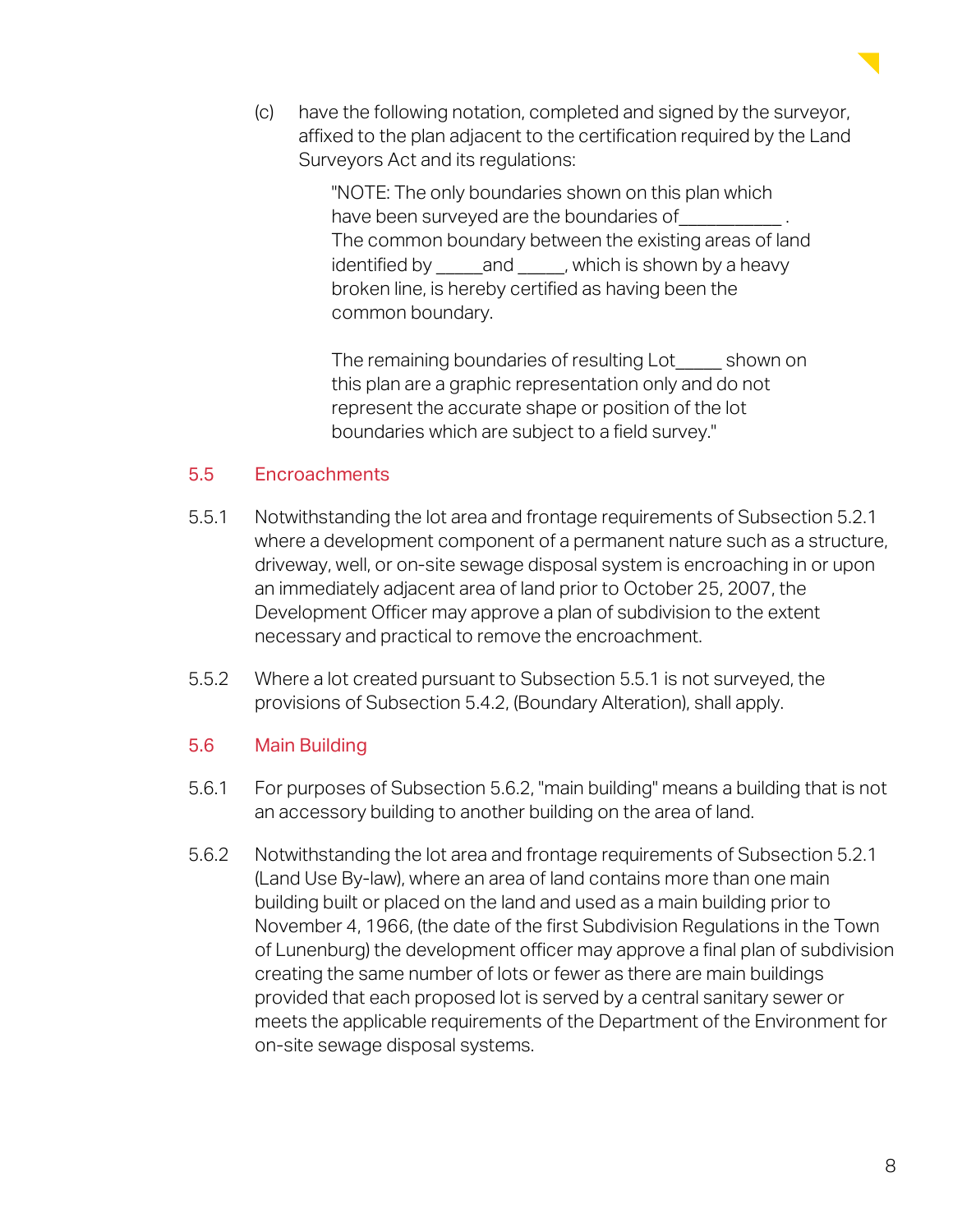(c) have the following notation, completed and signed by the surveyor, affixed to the plan adjacent to the certification required by the Land Surveyors Act and its regulations:

> "NOTE: The only boundaries shown on this plan which have been surveyed are the boundaries of___________ . The common boundary between the existing areas of land identified by _____and _____, which is shown by a heavy broken line, is hereby certified as having been the common boundary.
>
> The remaining boundaries of resulting Lot_____ shown on this plan are a graphic representation only and do not represent the accurate shape or position of the lot boundaries which are subject to a field survey."

## 5.5 Encroachments

5.5.1 Notwithstanding the lot area and frontage requirements of Subsection 5.2.1 where a development component of a permanent nature such as a structure, driveway, well, or on-site sewage disposal system is encroaching in or upon an immediately adjacent area of land prior to October 25, 2007, the Development Officer may approve a plan of subdivision to the extent necessary and practical to remove the encroachment.

5.5.2 Where a lot created pursuant to Subsection 5.5.1 is not surveyed, the provisions of Subsection 5.4.2, (Boundary Alteration), shall apply.

## 5.6 Main Building

5.6.1 For purposes of Subsection 5.6.2, "main building" means a building that is not an accessory building to another building on the area of land.

5.6.2 Notwithstanding the lot area and frontage requirements of Subsection 5.2.1 (Land Use By-law), where an area of land contains more than one main building built or placed on the land and used as a main building prior to November 4, 1966, (the date of the first Subdivision Regulations in the Town of Lunenburg) the development officer may approve a final plan of subdivision creating the same number of lots or fewer as there are main buildings provided that each proposed lot is served by a central sanitary sewer or meets the applicable requirements of the Department of the Environment for on-site sewage disposal systems.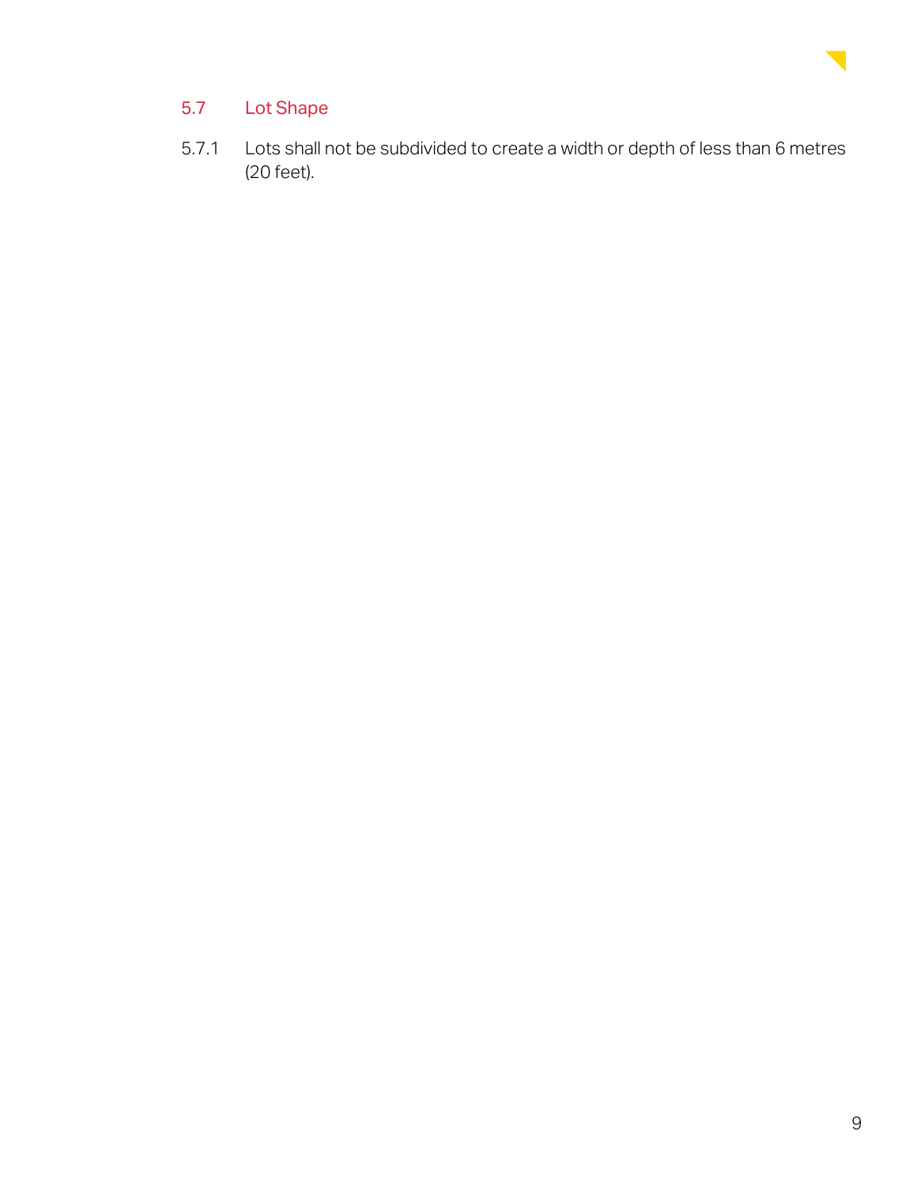## 5.7 Lot Shape

5.7.1 Lots shall not be subdivided to create a width or depth of less than 6 metres (20 feet).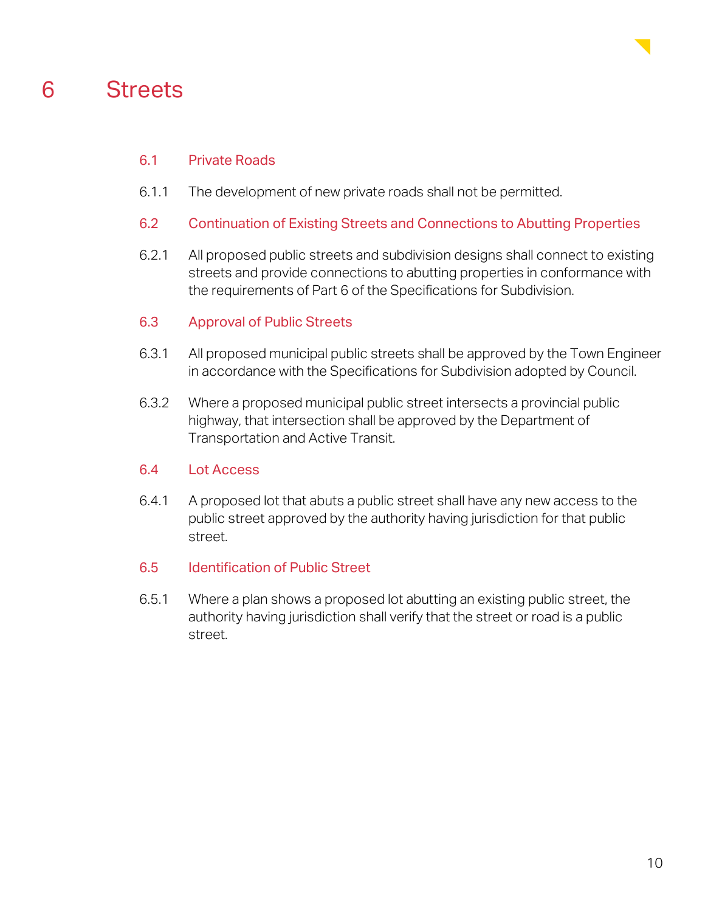# 6 Streets

## 6.1 Private Roads

6.1.1 The development of new private roads shall not be permitted.

## 6.2 Continuation of Existing Streets and Connections to Abutting Properties

6.2.1 All proposed public streets and subdivision designs shall connect to existing streets and provide connections to abutting properties in conformance with the requirements of Part 6 of the Specifications for Subdivision.

## 6.3 Approval of Public Streets

6.3.1 All proposed municipal public streets shall be approved by the Town Engineer in accordance with the Specifications for Subdivision adopted by Council.

6.3.2 Where a proposed municipal public street intersects a provincial public highway, that intersection shall be approved by the Department of Transportation and Active Transit.

## 6.4 Lot Access

6.4.1 A proposed lot that abuts a public street shall have any new access to the public street approved by the authority having jurisdiction for that public street.

## 6.5 Identification of Public Street

6.5.1 Where a plan shows a proposed lot abutting an existing public street, the authority having jurisdiction shall verify that the street or road is a public street.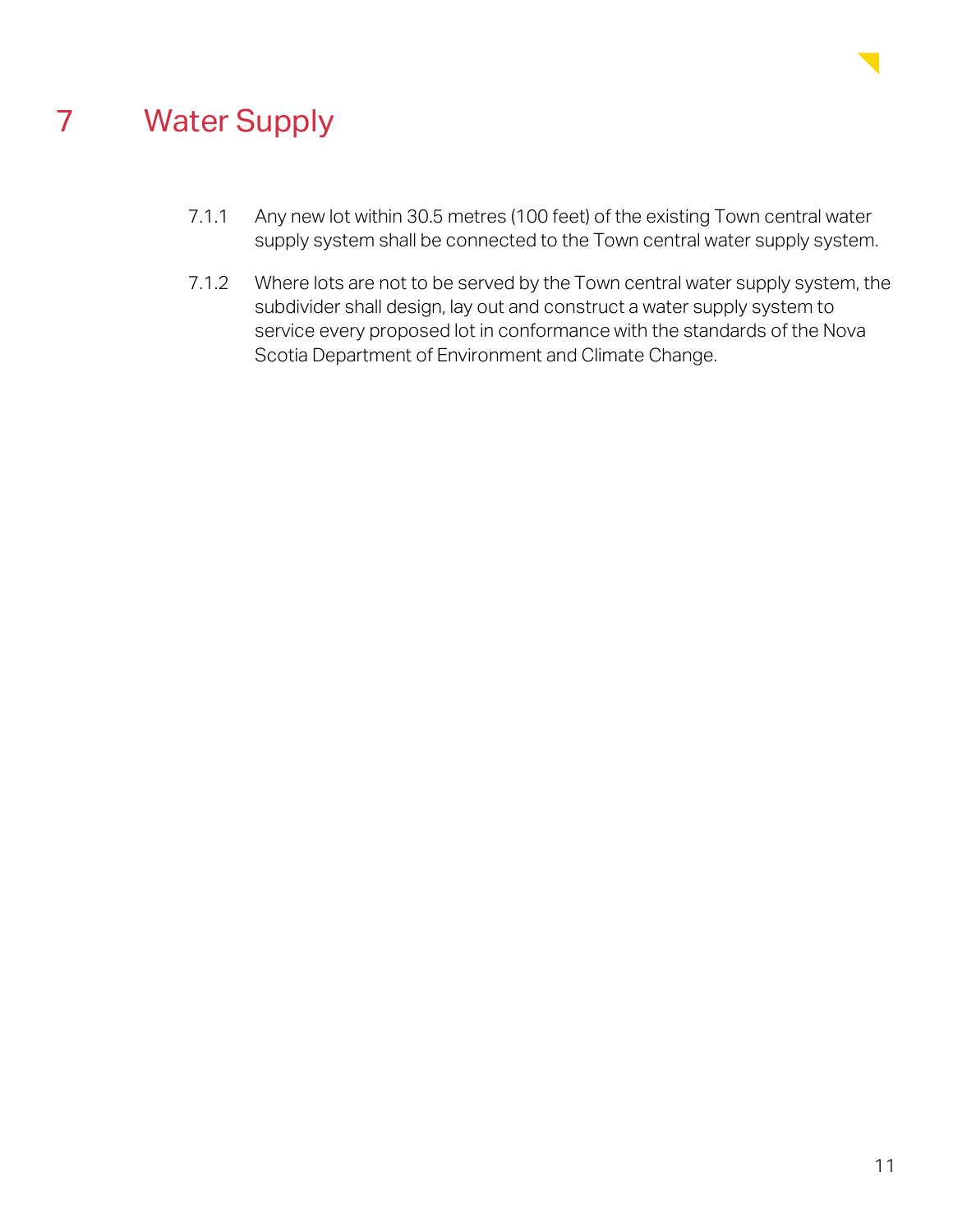# 7 Water Supply

7.1.1 Any new lot within 30.5 metres (100 feet) of the existing Town central water supply system shall be connected to the Town central water supply system.

7.1.2 Where lots are not to be served by the Town central water supply system, the subdivider shall design, lay out and construct a water supply system to service every proposed lot in conformance with the standards of the Nova Scotia Department of Environment and Climate Change.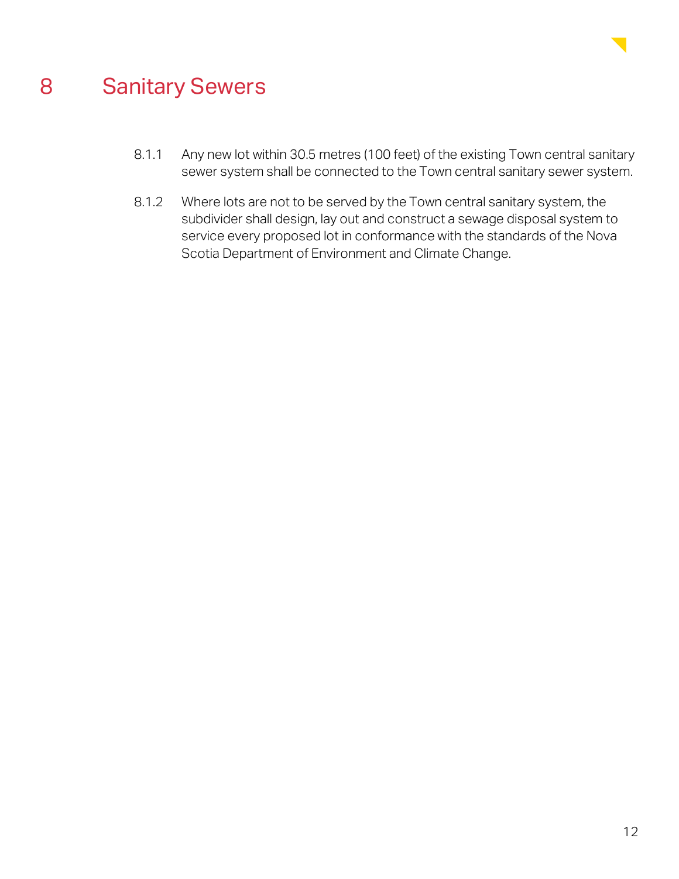# 8 Sanitary Sewers

8.1.1 Any new lot within 30.5 metres (100 feet) of the existing Town central sanitary sewer system shall be connected to the Town central sanitary sewer system.

8.1.2 Where lots are not to be served by the Town central sanitary system, the subdivider shall design, lay out and construct a sewage disposal system to service every proposed lot in conformance with the standards of the Nova Scotia Department of Environment and Climate Change.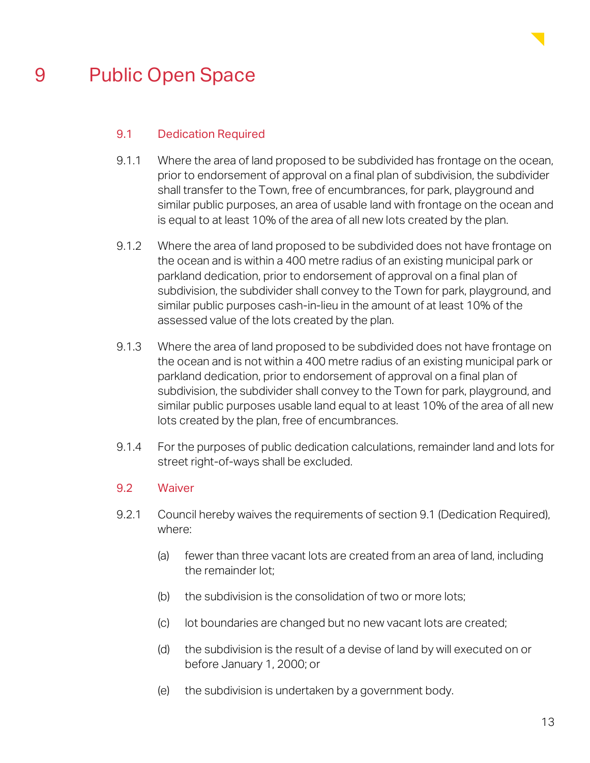# 9 Public Open Space

## 9.1 Dedication Required

9.1.1 Where the area of land proposed to be subdivided has frontage on the ocean, prior to endorsement of approval on a final plan of subdivision, the subdivider shall transfer to the Town, free of encumbrances, for park, playground and similar public purposes, an area of usable land with frontage on the ocean and is equal to at least 10% of the area of all new lots created by the plan.

9.1.2 Where the area of land proposed to be subdivided does not have frontage on the ocean and is within a 400 metre radius of an existing municipal park or parkland dedication, prior to endorsement of approval on a final plan of subdivision, the subdivider shall convey to the Town for park, playground, and similar public purposes cash-in-lieu in the amount of at least 10% of the assessed value of the lots created by the plan.

9.1.3 Where the area of land proposed to be subdivided does not have frontage on the ocean and is not within a 400 metre radius of an existing municipal park or parkland dedication, prior to endorsement of approval on a final plan of subdivision, the subdivider shall convey to the Town for park, playground, and similar public purposes usable land equal to at least 10% of the area of all new lots created by the plan, free of encumbrances.

9.1.4 For the purposes of public dedication calculations, remainder land and lots for street right-of-ways shall be excluded.

## 9.2 Waiver

9.2.1 Council hereby waives the requirements of section 9.1 (Dedication Required), where:

(a) fewer than three vacant lots are created from an area of land, including the remainder lot;

(b) the subdivision is the consolidation of two or more lots;

(c) lot boundaries are changed but no new vacant lots are created;

(d) the subdivision is the result of a devise of land by will executed on or before January 1, 2000; or

(e) the subdivision is undertaken by a government body.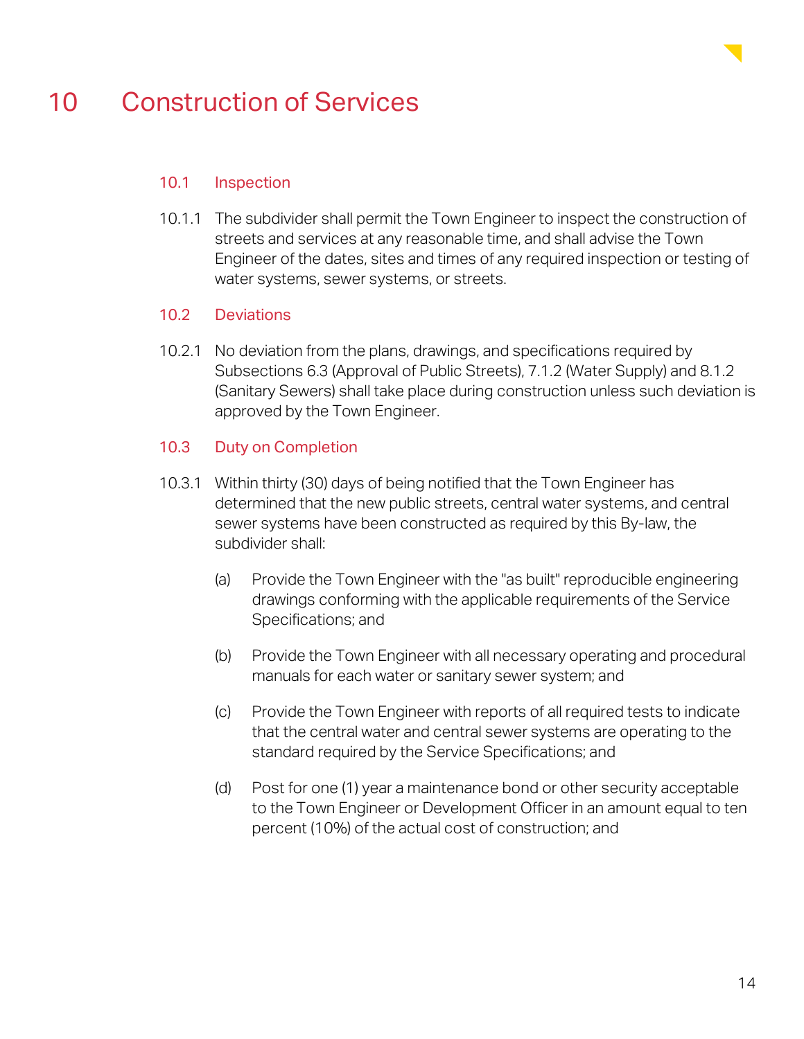# 10 Construction of Services

## 10.1 Inspection

10.1.1 The subdivider shall permit the Town Engineer to inspect the construction of streets and services at any reasonable time, and shall advise the Town Engineer of the dates, sites and times of any required inspection or testing of water systems, sewer systems, or streets.

## 10.2 Deviations

10.2.1 No deviation from the plans, drawings, and specifications required by Subsections 6.3 (Approval of Public Streets), 7.1.2 (Water Supply) and 8.1.2 (Sanitary Sewers) shall take place during construction unless such deviation is approved by the Town Engineer.

## 10.3 Duty on Completion

10.3.1 Within thirty (30) days of being notified that the Town Engineer has determined that the new public streets, central water systems, and central sewer systems have been constructed as required by this By-law, the subdivider shall:

(a) Provide the Town Engineer with the "as built" reproducible engineering drawings conforming with the applicable requirements of the Service Specifications; and

(b) Provide the Town Engineer with all necessary operating and procedural manuals for each water or sanitary sewer system; and

(c) Provide the Town Engineer with reports of all required tests to indicate that the central water and central sewer systems are operating to the standard required by the Service Specifications; and

(d) Post for one (1) year a maintenance bond or other security acceptable to the Town Engineer or Development Officer in an amount equal to ten percent (10%) of the actual cost of construction; and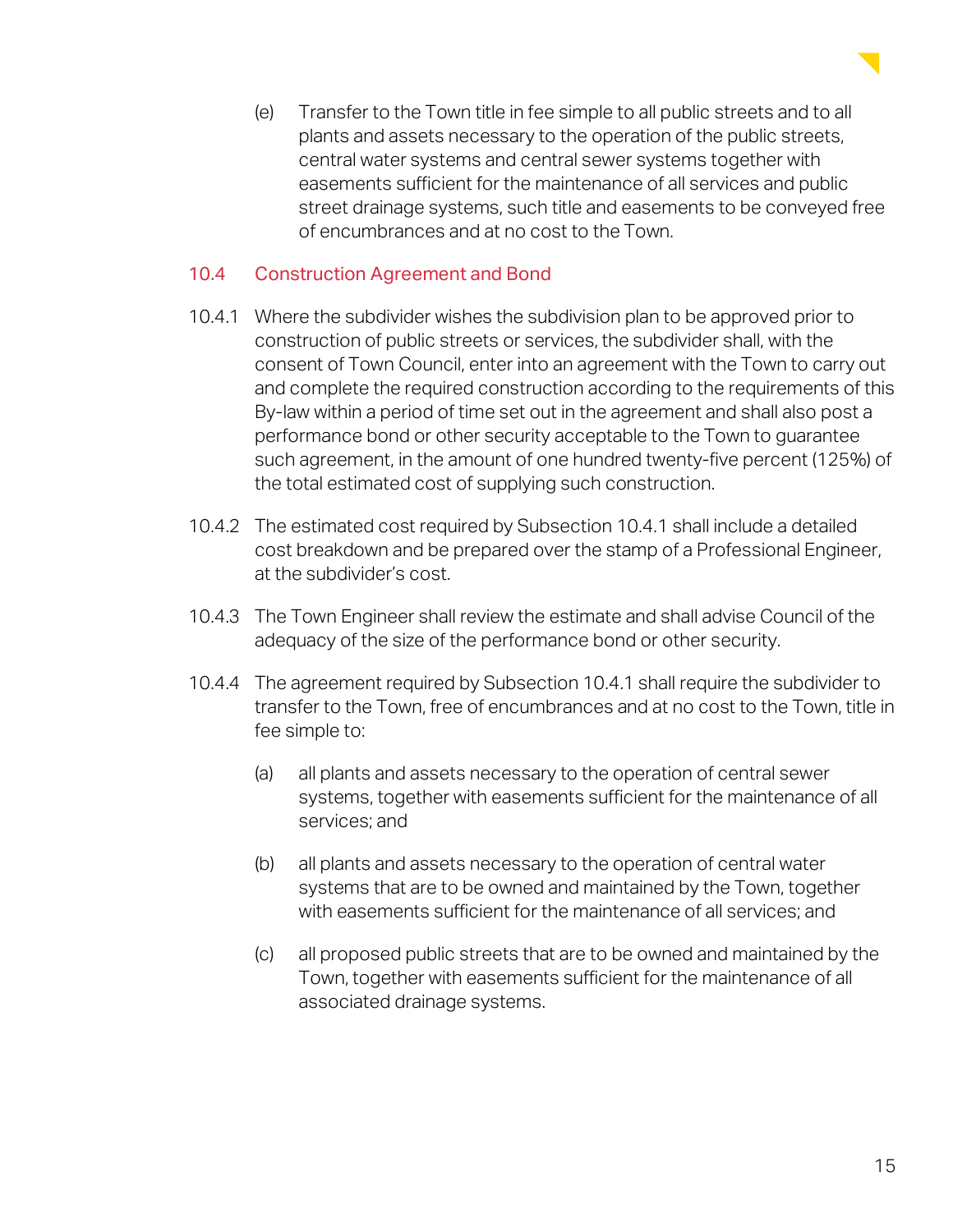(e) Transfer to the Town title in fee simple to all public streets and to all plants and assets necessary to the operation of the public streets, central water systems and central sewer systems together with easements sufficient for the maintenance of all services and public street drainage systems, such title and easements to be conveyed free of encumbrances and at no cost to the Town.

## 10.4 Construction Agreement and Bond

10.4.1 Where the subdivider wishes the subdivision plan to be approved prior to construction of public streets or services, the subdivider shall, with the consent of Town Council, enter into an agreement with the Town to carry out and complete the required construction according to the requirements of this By-law within a period of time set out in the agreement and shall also post a performance bond or other security acceptable to the Town to guarantee such agreement, in the amount of one hundred twenty-five percent (125%) of the total estimated cost of supplying such construction.

10.4.2 The estimated cost required by Subsection 10.4.1 shall include a detailed cost breakdown and be prepared over the stamp of a Professional Engineer, at the subdivider's cost.

10.4.3 The Town Engineer shall review the estimate and shall advise Council of the adequacy of the size of the performance bond or other security.

10.4.4 The agreement required by Subsection 10.4.1 shall require the subdivider to transfer to the Town, free of encumbrances and at no cost to the Town, title in fee simple to:

(a) all plants and assets necessary to the operation of central sewer systems, together with easements sufficient for the maintenance of all services; and

(b) all plants and assets necessary to the operation of central water systems that are to be owned and maintained by the Town, together with easements sufficient for the maintenance of all services; and

(c) all proposed public streets that are to be owned and maintained by the Town, together with easements sufficient for the maintenance of all associated drainage systems.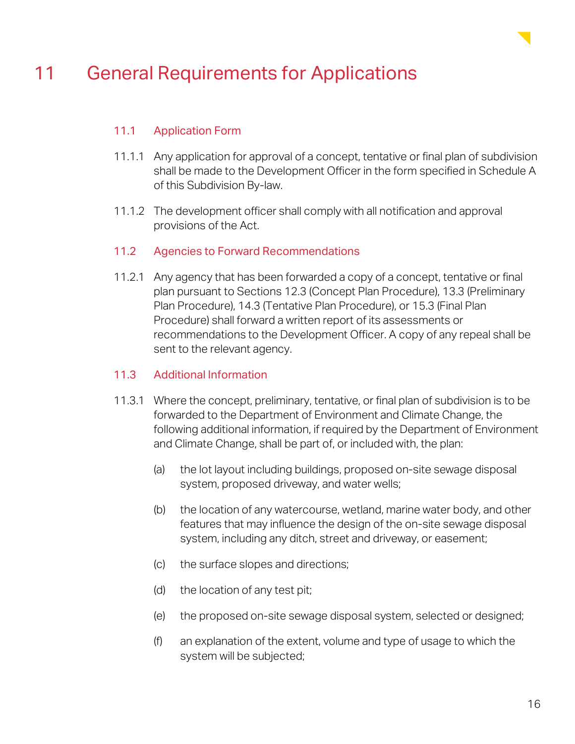# 11 General Requirements for Applications

## 11.1 Application Form

11.1.1 Any application for approval of a concept, tentative or final plan of subdivision shall be made to the Development Officer in the form specified in Schedule A of this Subdivision By-law.

11.1.2 The development officer shall comply with all notification and approval provisions of the Act.

## 11.2 Agencies to Forward Recommendations

11.2.1 Any agency that has been forwarded a copy of a concept, tentative or final plan pursuant to Sections 12.3 (Concept Plan Procedure), 13.3 (Preliminary Plan Procedure), 14.3 (Tentative Plan Procedure), or 15.3 (Final Plan Procedure) shall forward a written report of its assessments or recommendations to the Development Officer. A copy of any repeal shall be sent to the relevant agency.

## 11.3 Additional Information

11.3.1 Where the concept, preliminary, tentative, or final plan of subdivision is to be forwarded to the Department of Environment and Climate Change, the following additional information, if required by the Department of Environment and Climate Change, shall be part of, or included with, the plan:

(a) the lot layout including buildings, proposed on-site sewage disposal system, proposed driveway, and water wells;

(b) the location of any watercourse, wetland, marine water body, and other features that may influence the design of the on-site sewage disposal system, including any ditch, street and driveway, or easement;

(c) the surface slopes and directions;

(d) the location of any test pit;

(e) the proposed on-site sewage disposal system, selected or designed;

(f) an explanation of the extent, volume and type of usage to which the system will be subjected;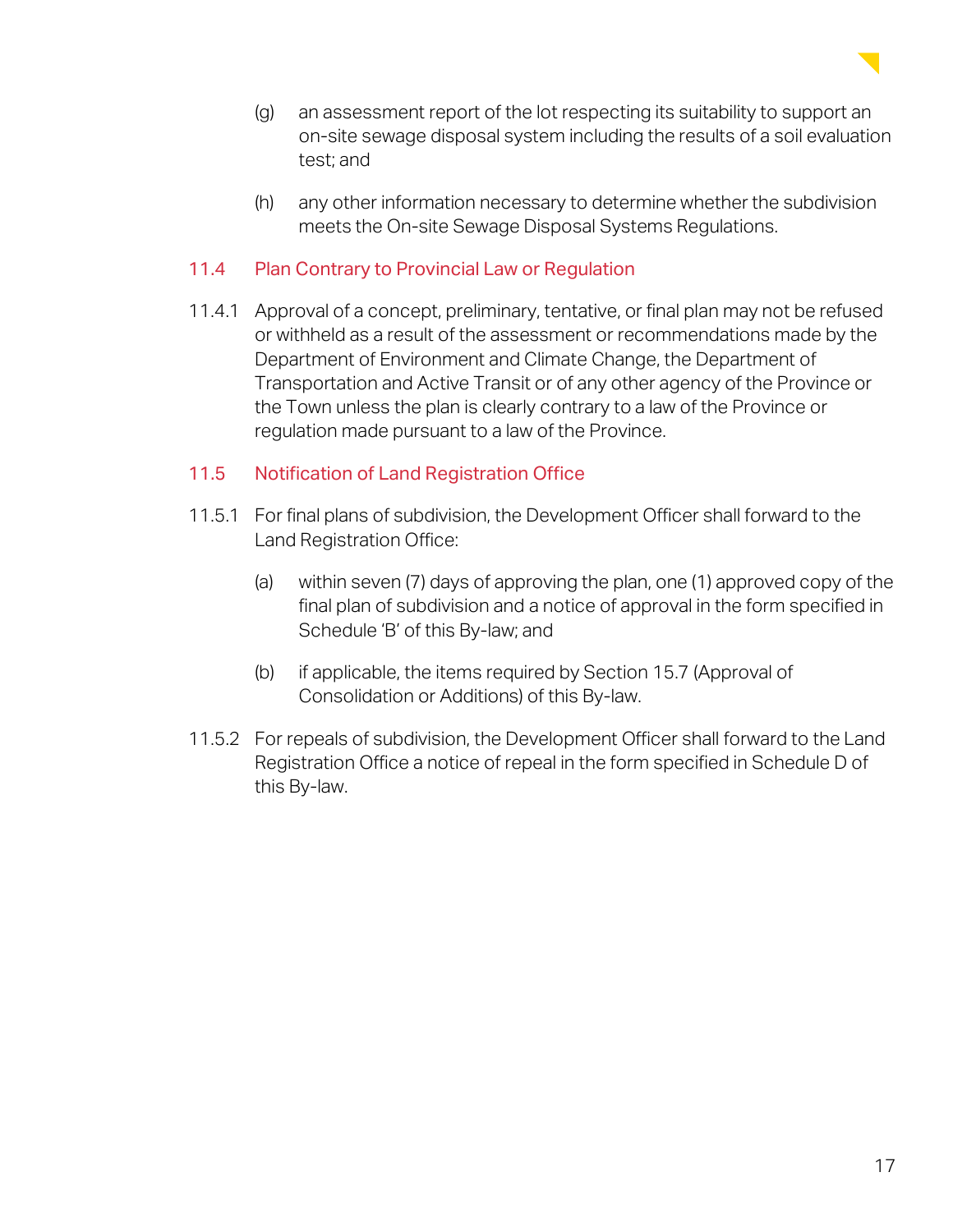(g) an assessment report of the lot respecting its suitability to support an on-site sewage disposal system including the results of a soil evaluation test; and

(h) any other information necessary to determine whether the subdivision meets the On-site Sewage Disposal Systems Regulations.

## 11.4 Plan Contrary to Provincial Law or Regulation

11.4.1 Approval of a concept, preliminary, tentative, or final plan may not be refused or withheld as a result of the assessment or recommendations made by the Department of Environment and Climate Change, the Department of Transportation and Active Transit or of any other agency of the Province or the Town unless the plan is clearly contrary to a law of the Province or regulation made pursuant to a law of the Province.

## 11.5 Notification of Land Registration Office

11.5.1 For final plans of subdivision, the Development Officer shall forward to the Land Registration Office:

(a) within seven (7) days of approving the plan, one (1) approved copy of the final plan of subdivision and a notice of approval in the form specified in Schedule 'B' of this By-law; and

(b) if applicable, the items required by Section 15.7 (Approval of Consolidation or Additions) of this By-law.

11.5.2 For repeals of subdivision, the Development Officer shall forward to the Land Registration Office a notice of repeal in the form specified in Schedule D of this By-law.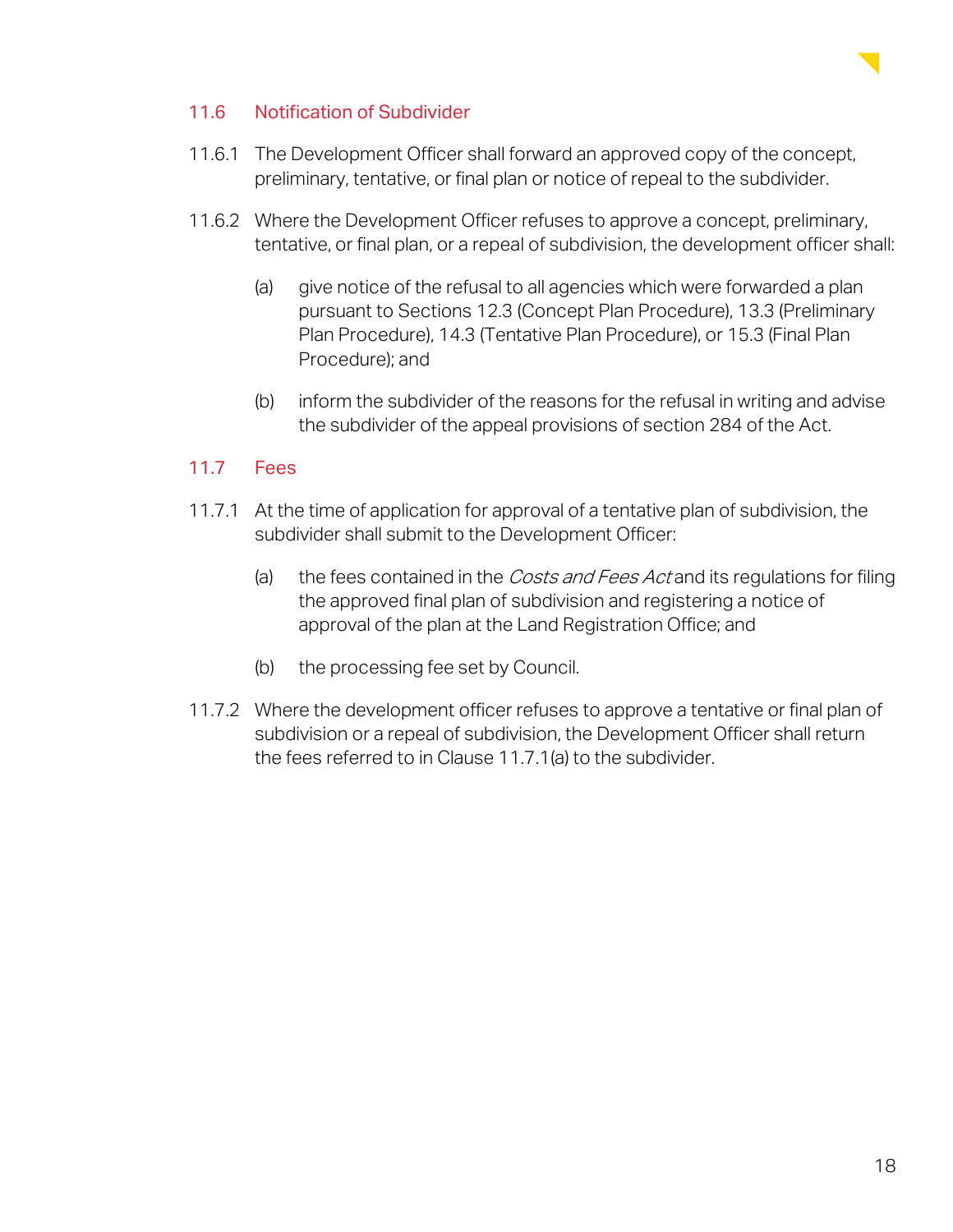## 11.6 Notification of Subdivider

11.6.1 The Development Officer shall forward an approved copy of the concept, preliminary, tentative, or final plan or notice of repeal to the subdivider.

11.6.2 Where the Development Officer refuses to approve a concept, preliminary, tentative, or final plan, or a repeal of subdivision, the development officer shall:

(a) give notice of the refusal to all agencies which were forwarded a plan pursuant to Sections 12.3 (Concept Plan Procedure), 13.3 (Preliminary Plan Procedure), 14.3 (Tentative Plan Procedure), or 15.3 (Final Plan Procedure); and

(b) inform the subdivider of the reasons for the refusal in writing and advise the subdivider of the appeal provisions of section 284 of the Act.

## 11.7 Fees

11.7.1 At the time of application for approval of a tentative plan of subdivision, the subdivider shall submit to the Development Officer:

(a) the fees contained in the *Costs and Fees Act* and its regulations for filing the approved final plan of subdivision and registering a notice of approval of the plan at the Land Registration Office; and

(b) the processing fee set by Council.

11.7.2 Where the development officer refuses to approve a tentative or final plan of subdivision or a repeal of subdivision, the Development Officer shall return the fees referred to in Clause 11.7.1(a) to the subdivider.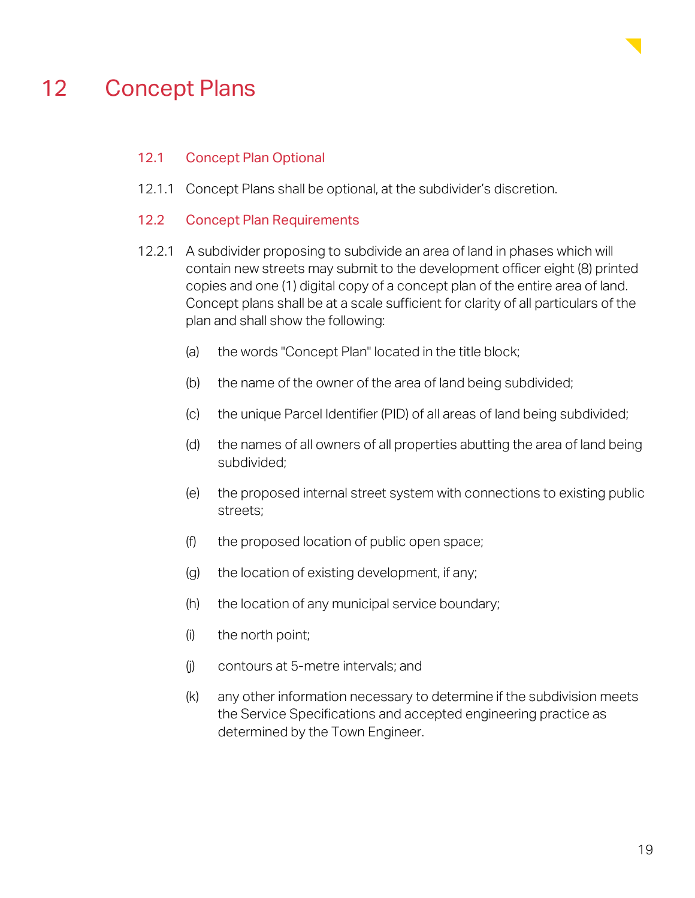# 12 Concept Plans

## 12.1 Concept Plan Optional

12.1.1 Concept Plans shall be optional, at the subdivider's discretion.

## 12.2 Concept Plan Requirements

12.2.1 A subdivider proposing to subdivide an area of land in phases which will contain new streets may submit to the development officer eight (8) printed copies and one (1) digital copy of a concept plan of the entire area of land. Concept plans shall be at a scale sufficient for clarity of all particulars of the plan and shall show the following:

(a) the words "Concept Plan" located in the title block;

(b) the name of the owner of the area of land being subdivided;

(c) the unique Parcel Identifier (PID) of all areas of land being subdivided;

(d) the names of all owners of all properties abutting the area of land being subdivided;

(e) the proposed internal street system with connections to existing public streets;

(f) the proposed location of public open space;

(g) the location of existing development, if any;

(h) the location of any municipal service boundary;

(i) the north point;

(j) contours at 5-metre intervals; and

(k) any other information necessary to determine if the subdivision meets the Service Specifications and accepted engineering practice as determined by the Town Engineer.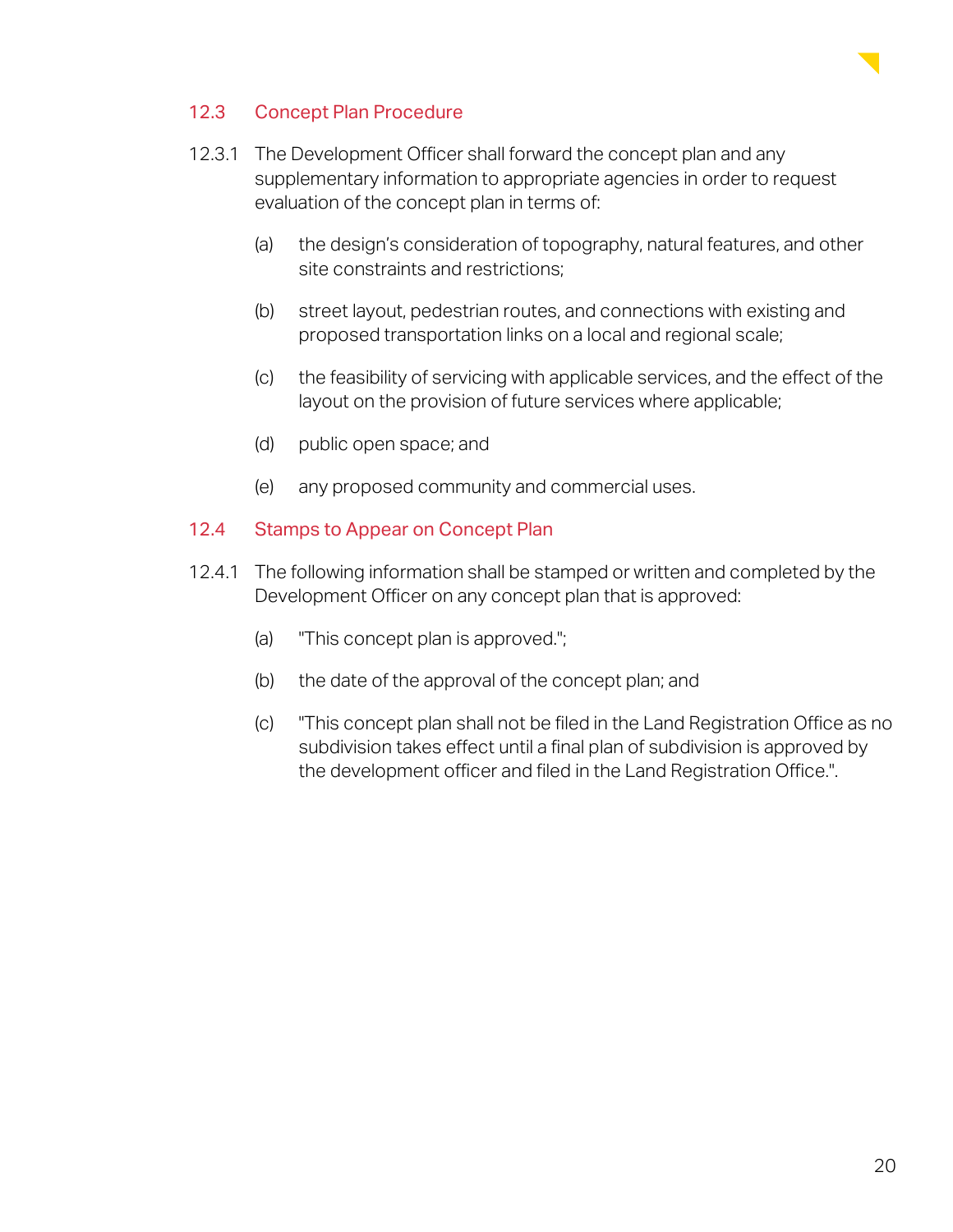## 12.3 Concept Plan Procedure

12.3.1 The Development Officer shall forward the concept plan and any supplementary information to appropriate agencies in order to request evaluation of the concept plan in terms of:

(a) the design's consideration of topography, natural features, and other site constraints and restrictions;

(b) street layout, pedestrian routes, and connections with existing and proposed transportation links on a local and regional scale;

(c) the feasibility of servicing with applicable services, and the effect of the layout on the provision of future services where applicable;

(d) public open space; and

(e) any proposed community and commercial uses.

## 12.4 Stamps to Appear on Concept Plan

12.4.1 The following information shall be stamped or written and completed by the Development Officer on any concept plan that is approved:

(a) "This concept plan is approved.";

(b) the date of the approval of the concept plan; and

(c) "This concept plan shall not be filed in the Land Registration Office as no subdivision takes effect until a final plan of subdivision is approved by the development officer and filed in the Land Registration Office.".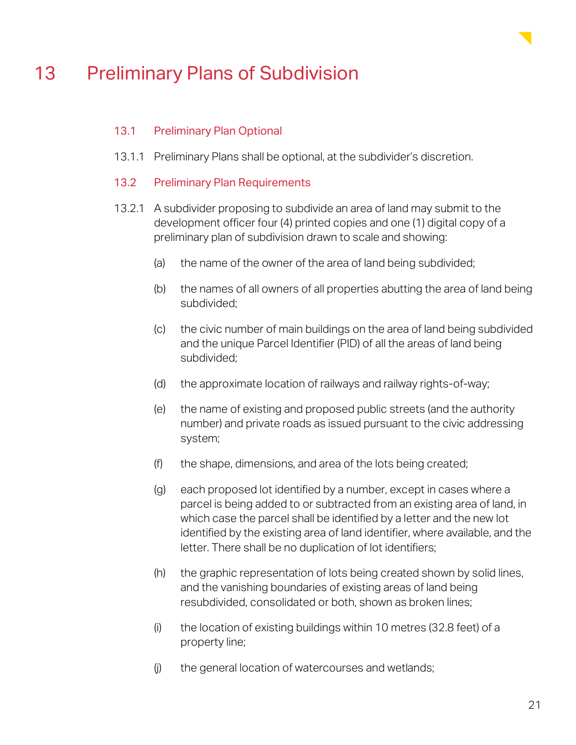# 13 Preliminary Plans of Subdivision

## 13.1 Preliminary Plan Optional

13.1.1 Preliminary Plans shall be optional, at the subdivider's discretion.

## 13.2 Preliminary Plan Requirements

13.2.1 A subdivider proposing to subdivide an area of land may submit to the development officer four (4) printed copies and one (1) digital copy of a preliminary plan of subdivision drawn to scale and showing:

(a) the name of the owner of the area of land being subdivided;

(b) the names of all owners of all properties abutting the area of land being subdivided;

(c) the civic number of main buildings on the area of land being subdivided and the unique Parcel Identifier (PID) of all the areas of land being subdivided;

(d) the approximate location of railways and railway rights-of-way;

(e) the name of existing and proposed public streets (and the authority number) and private roads as issued pursuant to the civic addressing system;

(f) the shape, dimensions, and area of the lots being created;

(g) each proposed lot identified by a number, except in cases where a parcel is being added to or subtracted from an existing area of land, in which case the parcel shall be identified by a letter and the new lot identified by the existing area of land identifier, where available, and the letter. There shall be no duplication of lot identifiers;

(h) the graphic representation of lots being created shown by solid lines, and the vanishing boundaries of existing areas of land being resubdivided, consolidated or both, shown as broken lines;

(i) the location of existing buildings within 10 metres (32.8 feet) of a property line;

(j) the general location of watercourses and wetlands;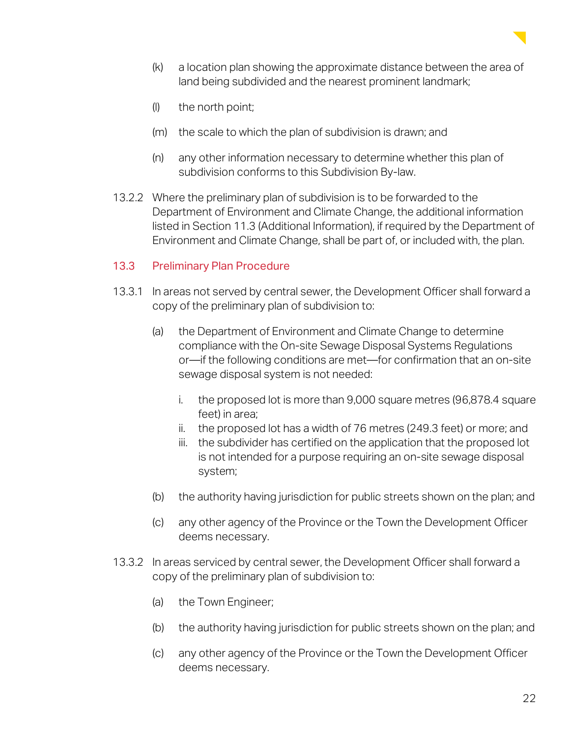(k) a location plan showing the approximate distance between the area of land being subdivided and the nearest prominent landmark;

(l) the north point;

(m) the scale to which the plan of subdivision is drawn; and

(n) any other information necessary to determine whether this plan of subdivision conforms to this Subdivision By-law.

13.2.2 Where the preliminary plan of subdivision is to be forwarded to the Department of Environment and Climate Change, the additional information listed in Section 11.3 (Additional Information), if required by the Department of Environment and Climate Change, shall be part of, or included with, the plan.

## 13.3 Preliminary Plan Procedure

13.3.1 In areas not served by central sewer, the Development Officer shall forward a copy of the preliminary plan of subdivision to:

(a) the Department of Environment and Climate Change to determine compliance with the On-site Sewage Disposal Systems Regulations or—if the following conditions are met—for confirmation that an on-site sewage disposal system is not needed:

i. the proposed lot is more than 9,000 square metres (96,878.4 square feet) in area;
ii. the proposed lot has a width of 76 metres (249.3 feet) or more; and
iii. the subdivider has certified on the application that the proposed lot is not intended for a purpose requiring an on-site sewage disposal system;

(b) the authority having jurisdiction for public streets shown on the plan; and

(c) any other agency of the Province or the Town the Development Officer deems necessary.

13.3.2 In areas serviced by central sewer, the Development Officer shall forward a copy of the preliminary plan of subdivision to:

(a) the Town Engineer;

(b) the authority having jurisdiction for public streets shown on the plan; and

(c) any other agency of the Province or the Town the Development Officer deems necessary.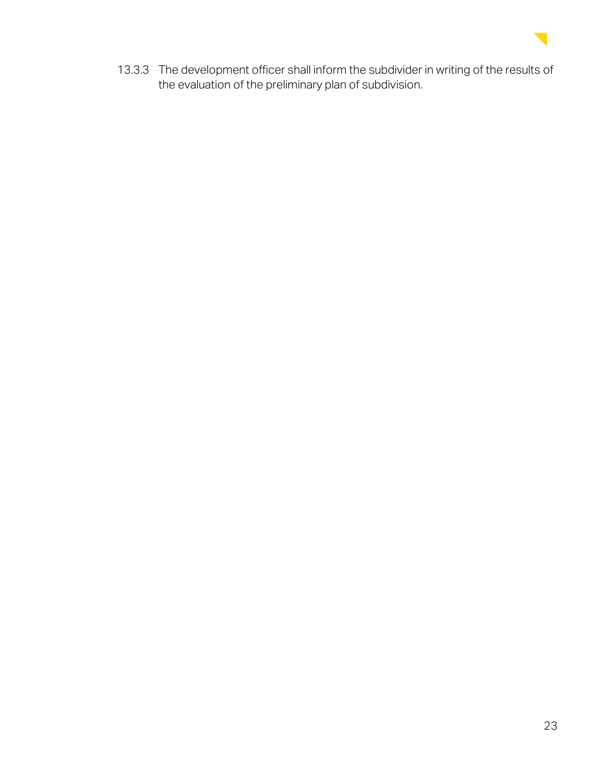13.3.3 The development officer shall inform the subdivider in writing of the results of the evaluation of the preliminary plan of subdivision.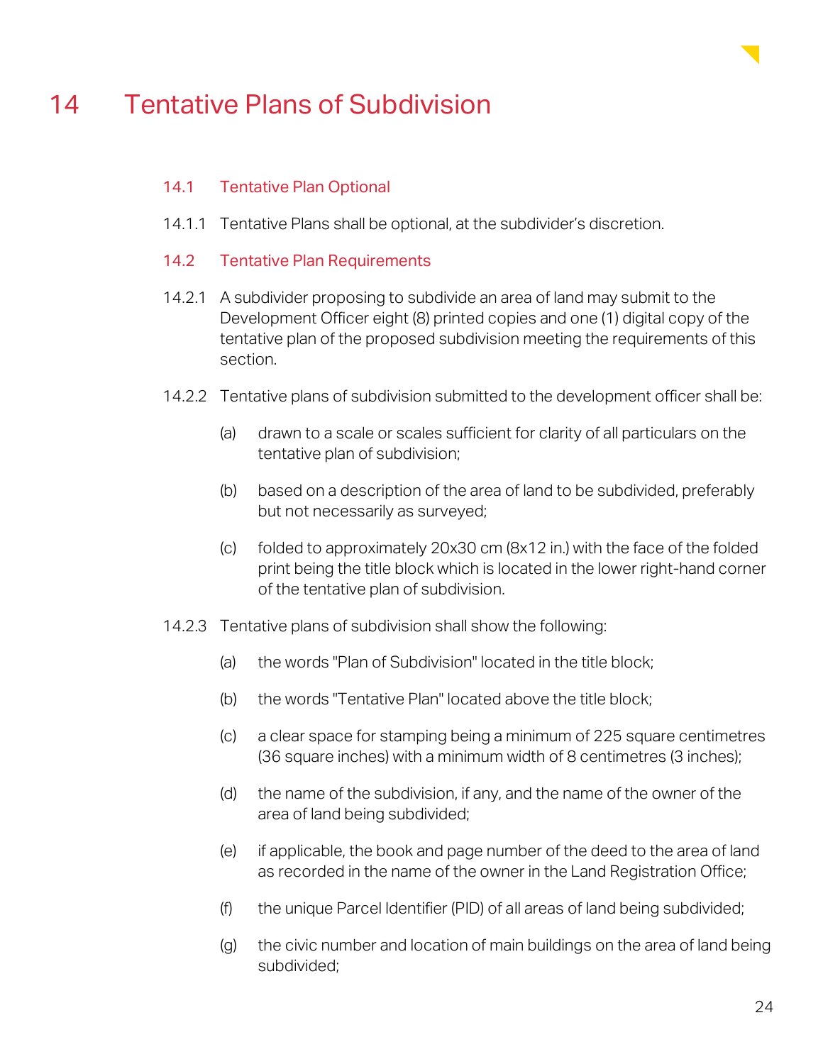# 14 Tentative Plans of Subdivision

## 14.1 Tentative Plan Optional

14.1.1 Tentative Plans shall be optional, at the subdivider's discretion.

## 14.2 Tentative Plan Requirements

14.2.1 A subdivider proposing to subdivide an area of land may submit to the Development Officer eight (8) printed copies and one (1) digital copy of the tentative plan of the proposed subdivision meeting the requirements of this section.

14.2.2 Tentative plans of subdivision submitted to the development officer shall be:

(a) drawn to a scale or scales sufficient for clarity of all particulars on the tentative plan of subdivision;

(b) based on a description of the area of land to be subdivided, preferably but not necessarily as surveyed;

(c) folded to approximately 20x30 cm (8x12 in.) with the face of the folded print being the title block which is located in the lower right-hand corner of the tentative plan of subdivision.

14.2.3 Tentative plans of subdivision shall show the following:

(a) the words "Plan of Subdivision" located in the title block;

(b) the words "Tentative Plan" located above the title block;

(c) a clear space for stamping being a minimum of 225 square centimetres (36 square inches) with a minimum width of 8 centimetres (3 inches);

(d) the name of the subdivision, if any, and the name of the owner of the area of land being subdivided;

(e) if applicable, the book and page number of the deed to the area of land as recorded in the name of the owner in the Land Registration Office;

(f) the unique Parcel Identifier (PID) of all areas of land being subdivided;

(g) the civic number and location of main buildings on the area of land being subdivided;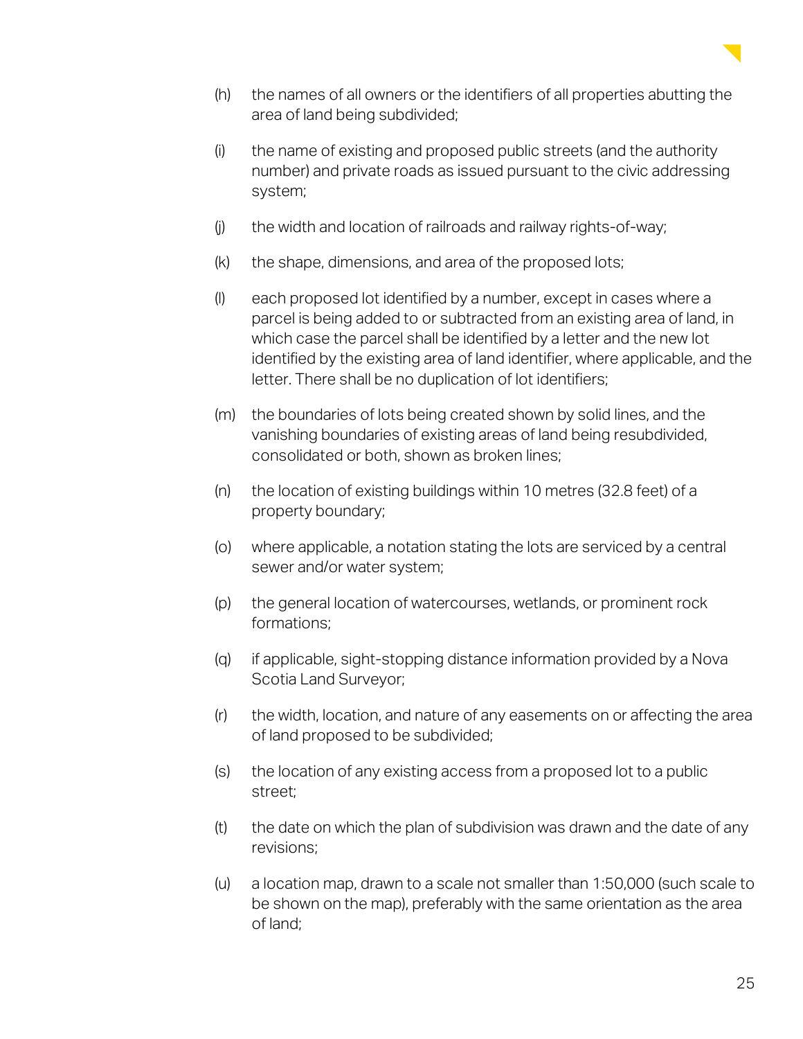(h) the names of all owners or the identifiers of all properties abutting the area of land being subdivided;

(i) the name of existing and proposed public streets (and the authority number) and private roads as issued pursuant to the civic addressing system;

(j) the width and location of railroads and railway rights-of-way;

(k) the shape, dimensions, and area of the proposed lots;

(l) each proposed lot identified by a number, except in cases where a parcel is being added to or subtracted from an existing area of land, in which case the parcel shall be identified by a letter and the new lot identified by the existing area of land identifier, where applicable, and the letter. There shall be no duplication of lot identifiers;

(m) the boundaries of lots being created shown by solid lines, and the vanishing boundaries of existing areas of land being resubdivided, consolidated or both, shown as broken lines;

(n) the location of existing buildings within 10 metres (32.8 feet) of a property boundary;

(o) where applicable, a notation stating the lots are serviced by a central sewer and/or water system;

(p) the general location of watercourses, wetlands, or prominent rock formations;

(q) if applicable, sight-stopping distance information provided by a Nova Scotia Land Surveyor;

(r) the width, location, and nature of any easements on or affecting the area of land proposed to be subdivided;

(s) the location of any existing access from a proposed lot to a public street;

(t) the date on which the plan of subdivision was drawn and the date of any revisions;

(u) a location map, drawn to a scale not smaller than 1:50,000 (such scale to be shown on the map), preferably with the same orientation as the area of land;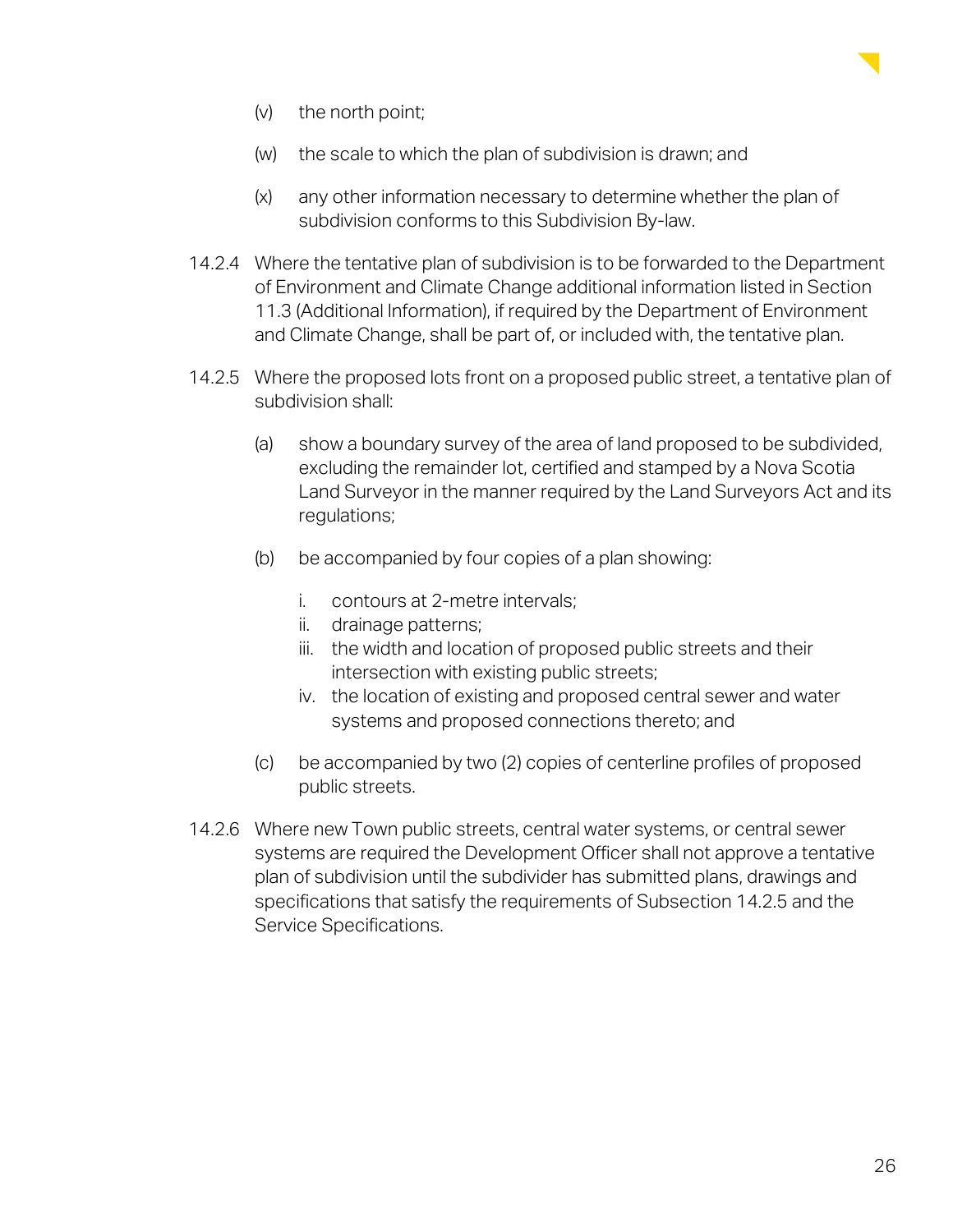(v) the north point;

(w) the scale to which the plan of subdivision is drawn; and

(x) any other information necessary to determine whether the plan of subdivision conforms to this Subdivision By-law.

14.2.4 Where the tentative plan of subdivision is to be forwarded to the Department of Environment and Climate Change additional information listed in Section 11.3 (Additional Information), if required by the Department of Environment and Climate Change, shall be part of, or included with, the tentative plan.

14.2.5 Where the proposed lots front on a proposed public street, a tentative plan of subdivision shall:

(a) show a boundary survey of the area of land proposed to be subdivided, excluding the remainder lot, certified and stamped by a Nova Scotia Land Surveyor in the manner required by the Land Surveyors Act and its regulations;

(b) be accompanied by four copies of a plan showing:

i. contours at 2-metre intervals;
ii. drainage patterns;
iii. the width and location of proposed public streets and their intersection with existing public streets;
iv. the location of existing and proposed central sewer and water systems and proposed connections thereto; and

(c) be accompanied by two (2) copies of centerline profiles of proposed public streets.

14.2.6 Where new Town public streets, central water systems, or central sewer systems are required the Development Officer shall not approve a tentative plan of subdivision until the subdivider has submitted plans, drawings and specifications that satisfy the requirements of Subsection 14.2.5 and the Service Specifications.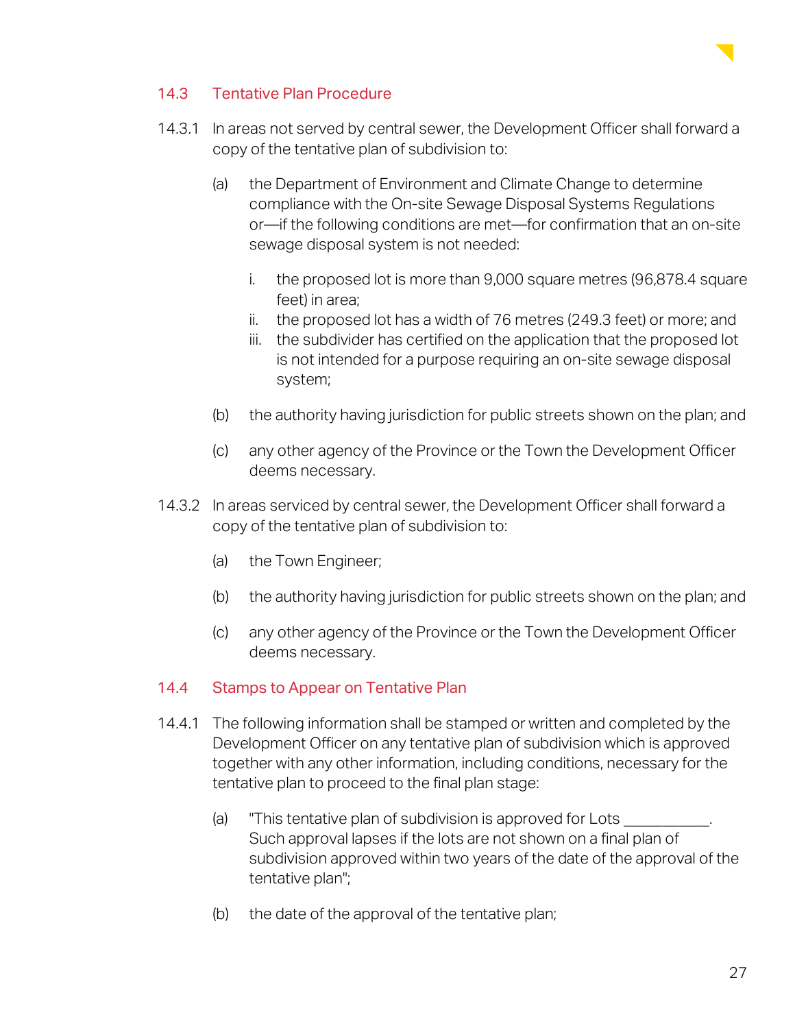## 14.3 Tentative Plan Procedure

14.3.1 In areas not served by central sewer, the Development Officer shall forward a copy of the tentative plan of subdivision to:

(a) the Department of Environment and Climate Change to determine compliance with the On-site Sewage Disposal Systems Regulations or—if the following conditions are met—for confirmation that an on-site sewage disposal system is not needed:

i. the proposed lot is more than 9,000 square metres (96,878.4 square feet) in area;
ii. the proposed lot has a width of 76 metres (249.3 feet) or more; and
iii. the subdivider has certified on the application that the proposed lot is not intended for a purpose requiring an on-site sewage disposal system;

(b) the authority having jurisdiction for public streets shown on the plan; and

(c) any other agency of the Province or the Town the Development Officer deems necessary.

14.3.2 In areas serviced by central sewer, the Development Officer shall forward a copy of the tentative plan of subdivision to:

(a) the Town Engineer;

(b) the authority having jurisdiction for public streets shown on the plan; and

(c) any other agency of the Province or the Town the Development Officer deems necessary.

## 14.4 Stamps to Appear on Tentative Plan

14.4.1 The following information shall be stamped or written and completed by the Development Officer on any tentative plan of subdivision which is approved together with any other information, including conditions, necessary for the tentative plan to proceed to the final plan stage:

(a) "This tentative plan of subdivision is approved for Lots ___________. Such approval lapses if the lots are not shown on a final plan of subdivision approved within two years of the date of the approval of the tentative plan";

(b) the date of the approval of the tentative plan;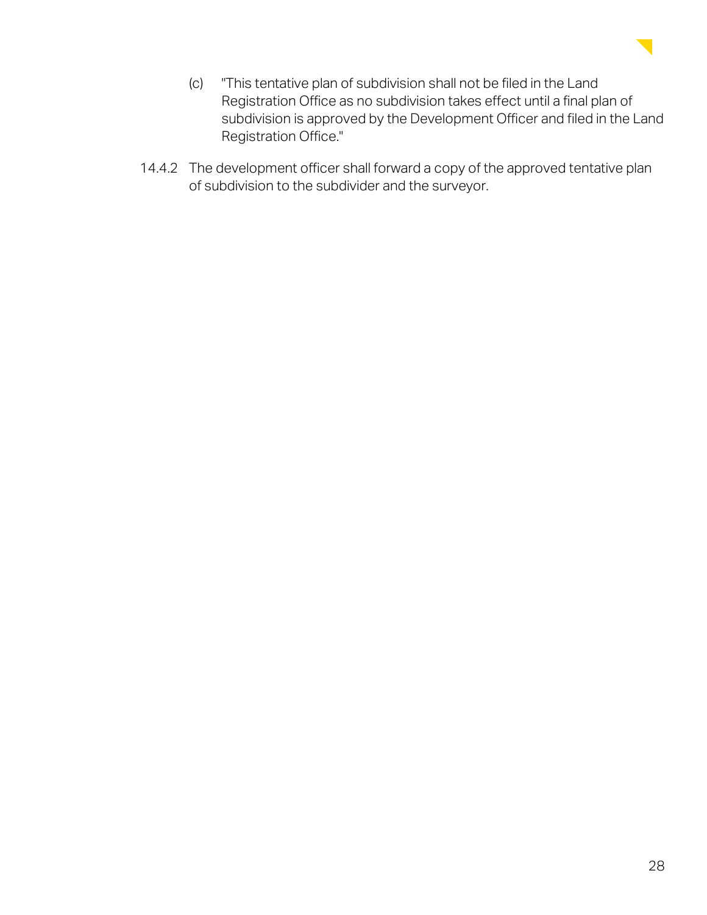(c) "This tentative plan of subdivision shall not be filed in the Land Registration Office as no subdivision takes effect until a final plan of subdivision is approved by the Development Officer and filed in the Land Registration Office."

14.4.2 The development officer shall forward a copy of the approved tentative plan of subdivision to the subdivider and the surveyor.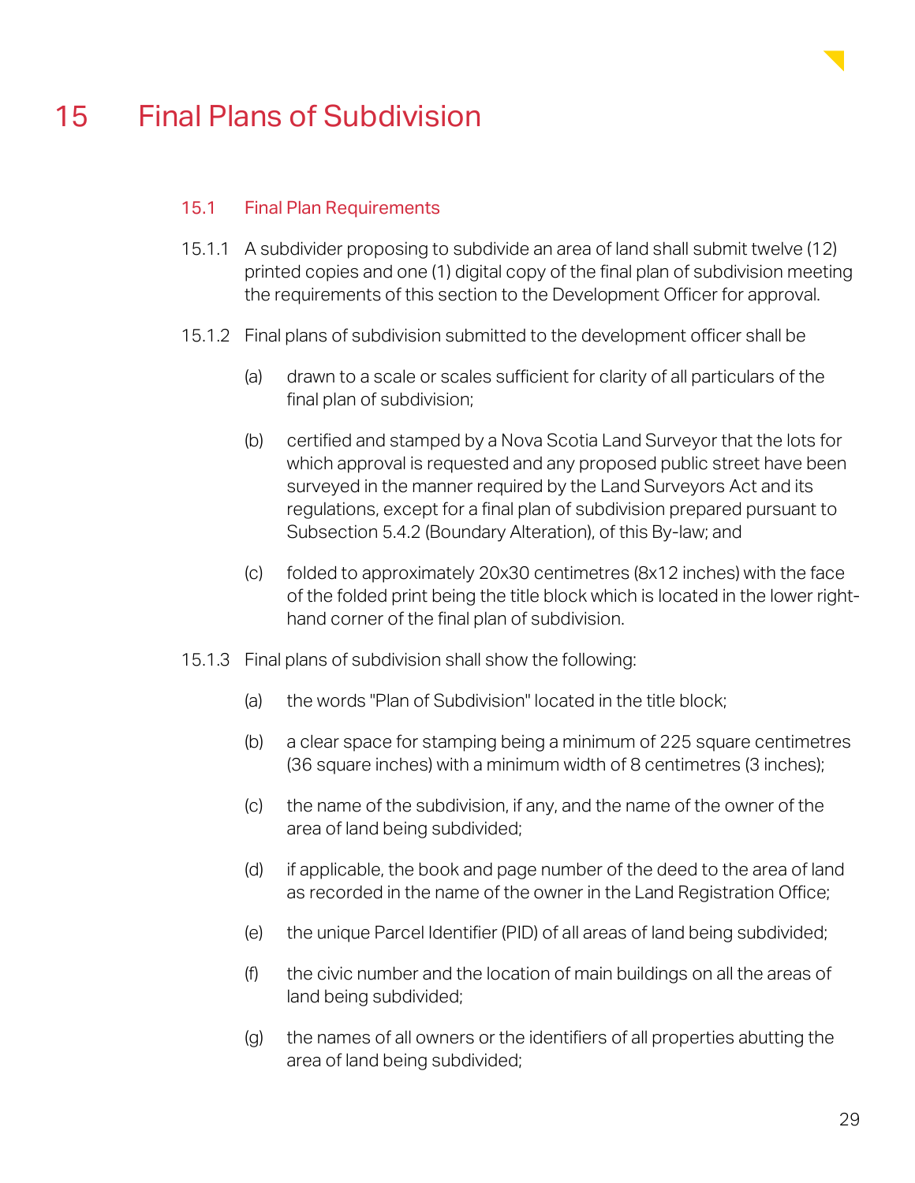# 15 Final Plans of Subdivision

## 15.1 Final Plan Requirements

15.1.1 A subdivider proposing to subdivide an area of land shall submit twelve (12) printed copies and one (1) digital copy of the final plan of subdivision meeting the requirements of this section to the Development Officer for approval.

15.1.2 Final plans of subdivision submitted to the development officer shall be

(a) drawn to a scale or scales sufficient for clarity of all particulars of the final plan of subdivision;

(b) certified and stamped by a Nova Scotia Land Surveyor that the lots for which approval is requested and any proposed public street have been surveyed in the manner required by the Land Surveyors Act and its regulations, except for a final plan of subdivision prepared pursuant to Subsection 5.4.2 (Boundary Alteration), of this By-law; and

(c) folded to approximately 20x30 centimetres (8x12 inches) with the face of the folded print being the title block which is located in the lower right-hand corner of the final plan of subdivision.

15.1.3 Final plans of subdivision shall show the following:

(a) the words "Plan of Subdivision" located in the title block;

(b) a clear space for stamping being a minimum of 225 square centimetres (36 square inches) with a minimum width of 8 centimetres (3 inches);

(c) the name of the subdivision, if any, and the name of the owner of the area of land being subdivided;

(d) if applicable, the book and page number of the deed to the area of land as recorded in the name of the owner in the Land Registration Office;

(e) the unique Parcel Identifier (PID) of all areas of land being subdivided;

(f) the civic number and the location of main buildings on all the areas of land being subdivided;

(g) the names of all owners or the identifiers of all properties abutting the area of land being subdivided;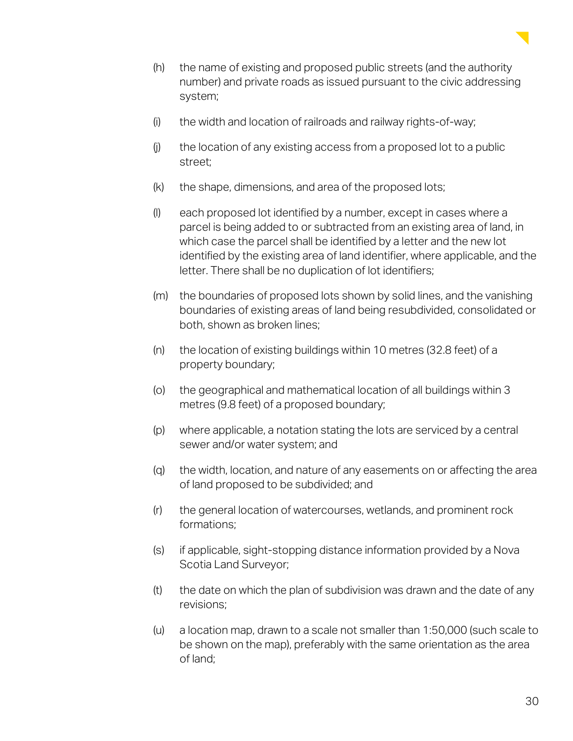(h) the name of existing and proposed public streets (and the authority number) and private roads as issued pursuant to the civic addressing system;

(i) the width and location of railroads and railway rights-of-way;

(j) the location of any existing access from a proposed lot to a public street;

(k) the shape, dimensions, and area of the proposed lots;

(l) each proposed lot identified by a number, except in cases where a parcel is being added to or subtracted from an existing area of land, in which case the parcel shall be identified by a letter and the new lot identified by the existing area of land identifier, where applicable, and the letter. There shall be no duplication of lot identifiers;

(m) the boundaries of proposed lots shown by solid lines, and the vanishing boundaries of existing areas of land being resubdivided, consolidated or both, shown as broken lines;

(n) the location of existing buildings within 10 metres (32.8 feet) of a property boundary;

(o) the geographical and mathematical location of all buildings within 3 metres (9.8 feet) of a proposed boundary;

(p) where applicable, a notation stating the lots are serviced by a central sewer and/or water system; and

(q) the width, location, and nature of any easements on or affecting the area of land proposed to be subdivided; and

(r) the general location of watercourses, wetlands, and prominent rock formations;

(s) if applicable, sight-stopping distance information provided by a Nova Scotia Land Surveyor;

(t) the date on which the plan of subdivision was drawn and the date of any revisions;

(u) a location map, drawn to a scale not smaller than 1:50,000 (such scale to be shown on the map), preferably with the same orientation as the area of land;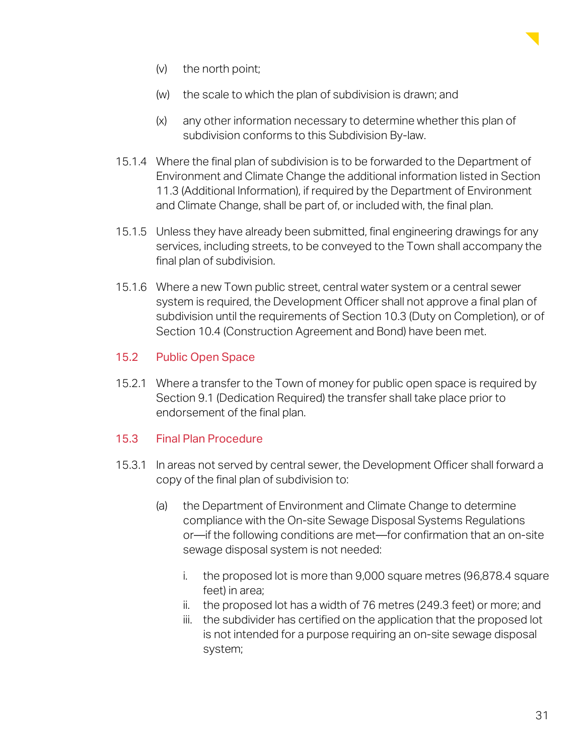(v) the north point;

(w) the scale to which the plan of subdivision is drawn; and

(x) any other information necessary to determine whether this plan of subdivision conforms to this Subdivision By-law.

15.1.4 Where the final plan of subdivision is to be forwarded to the Department of Environment and Climate Change the additional information listed in Section 11.3 (Additional Information), if required by the Department of Environment and Climate Change, shall be part of, or included with, the final plan.

15.1.5 Unless they have already been submitted, final engineering drawings for any services, including streets, to be conveyed to the Town shall accompany the final plan of subdivision.

15.1.6 Where a new Town public street, central water system or a central sewer system is required, the Development Officer shall not approve a final plan of subdivision until the requirements of Section 10.3 (Duty on Completion), or of Section 10.4 (Construction Agreement and Bond) have been met.

### 15.2 Public Open Space

15.2.1 Where a transfer to the Town of money for public open space is required by Section 9.1 (Dedication Required) the transfer shall take place prior to endorsement of the final plan.

### 15.3 Final Plan Procedure

15.3.1 In areas not served by central sewer, the Development Officer shall forward a copy of the final plan of subdivision to:

(a) the Department of Environment and Climate Change to determine compliance with the On-site Sewage Disposal Systems Regulations or—if the following conditions are met—for confirmation that an on-site sewage disposal system is not needed:

i. the proposed lot is more than 9,000 square metres (96,878.4 square feet) in area;
ii. the proposed lot has a width of 76 metres (249.3 feet) or more; and
iii. the subdivider has certified on the application that the proposed lot is not intended for a purpose requiring an on-site sewage disposal system;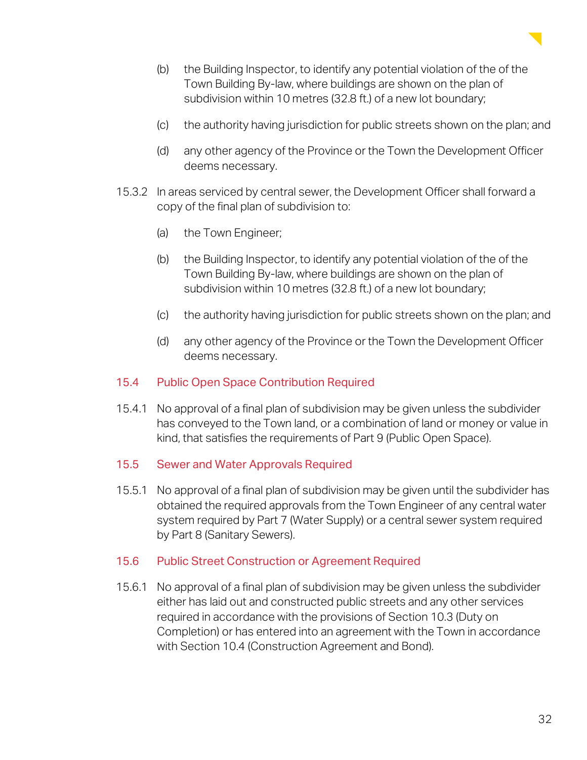(b) the Building Inspector, to identify any potential violation of the of the Town Building By-law, where buildings are shown on the plan of subdivision within 10 metres (32.8 ft.) of a new lot boundary;

(c) the authority having jurisdiction for public streets shown on the plan; and

(d) any other agency of the Province or the Town the Development Officer deems necessary.

15.3.2 In areas serviced by central sewer, the Development Officer shall forward a copy of the final plan of subdivision to:

(a) the Town Engineer;

(b) the Building Inspector, to identify any potential violation of the of the Town Building By-law, where buildings are shown on the plan of subdivision within 10 metres (32.8 ft.) of a new lot boundary;

(c) the authority having jurisdiction for public streets shown on the plan; and

(d) any other agency of the Province or the Town the Development Officer deems necessary.

## 15.4 Public Open Space Contribution Required

15.4.1 No approval of a final plan of subdivision may be given unless the subdivider has conveyed to the Town land, or a combination of land or money or value in kind, that satisfies the requirements of Part 9 (Public Open Space).

## 15.5 Sewer and Water Approvals Required

15.5.1 No approval of a final plan of subdivision may be given until the subdivider has obtained the required approvals from the Town Engineer of any central water system required by Part 7 (Water Supply) or a central sewer system required by Part 8 (Sanitary Sewers).

## 15.6 Public Street Construction or Agreement Required

15.6.1 No approval of a final plan of subdivision may be given unless the subdivider either has laid out and constructed public streets and any other services required in accordance with the provisions of Section 10.3 (Duty on Completion) or has entered into an agreement with the Town in accordance with Section 10.4 (Construction Agreement and Bond).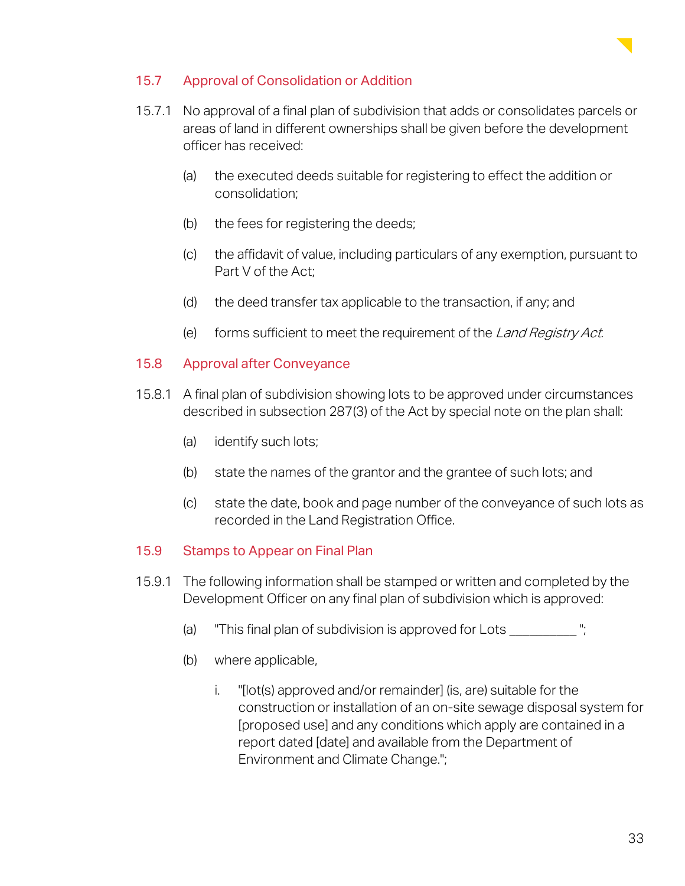## 15.7 Approval of Consolidation or Addition

15.7.1 No approval of a final plan of subdivision that adds or consolidates parcels or areas of land in different ownerships shall be given before the development officer has received:

(a) the executed deeds suitable for registering to effect the addition or consolidation;

(b) the fees for registering the deeds;

(c) the affidavit of value, including particulars of any exemption, pursuant to Part V of the Act;

(d) the deed transfer tax applicable to the transaction, if any; and

(e) forms sufficient to meet the requirement of the *Land Registry Act*.

## 15.8 Approval after Conveyance

15.8.1 A final plan of subdivision showing lots to be approved under circumstances described in subsection 287(3) of the Act by special note on the plan shall:

(a) identify such lots;

(b) state the names of the grantor and the grantee of such lots; and

(c) state the date, book and page number of the conveyance of such lots as recorded in the Land Registration Office.

## 15.9 Stamps to Appear on Final Plan

15.9.1 The following information shall be stamped or written and completed by the Development Officer on any final plan of subdivision which is approved:

(a) "This final plan of subdivision is approved for Lots __________ ";

(b) where applicable,

   i. "[lot(s) approved and/or remainder] (is, are) suitable for the construction or installation of an on-site sewage disposal system for [proposed use] and any conditions which apply are contained in a report dated [date] and available from the Department of Environment and Climate Change.";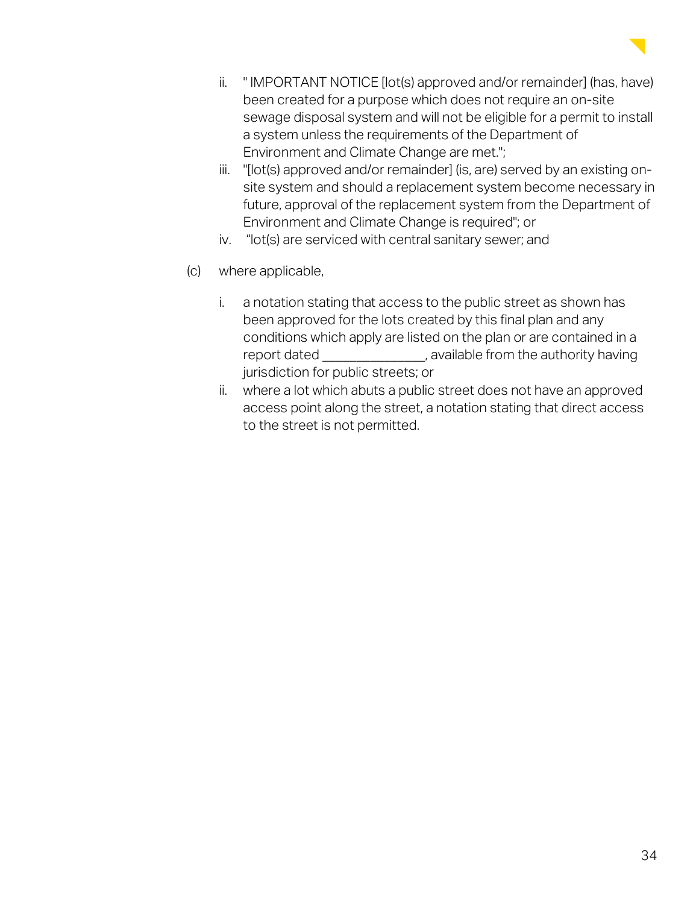ii. " IMPORTANT NOTICE [lot(s) approved and/or remainder] (has, have) been created for a purpose which does not require an on-site sewage disposal system and will not be eligible for a permit to install a system unless the requirements of the Department of Environment and Climate Change are met.";

iii. "[lot(s) approved and/or remainder] (is, are) served by an existing on-site system and should a replacement system become necessary in future, approval of the replacement system from the Department of Environment and Climate Change is required"; or

iv. "lot(s) are serviced with central sanitary sewer; and

(c) where applicable,

i. a notation stating that access to the public street as shown has been approved for the lots created by this final plan and any conditions which apply are listed on the plan or are contained in a report dated _______________, available from the authority having jurisdiction for public streets; or

ii. where a lot which abuts a public street does not have an approved access point along the street, a notation stating that direct access to the street is not permitted.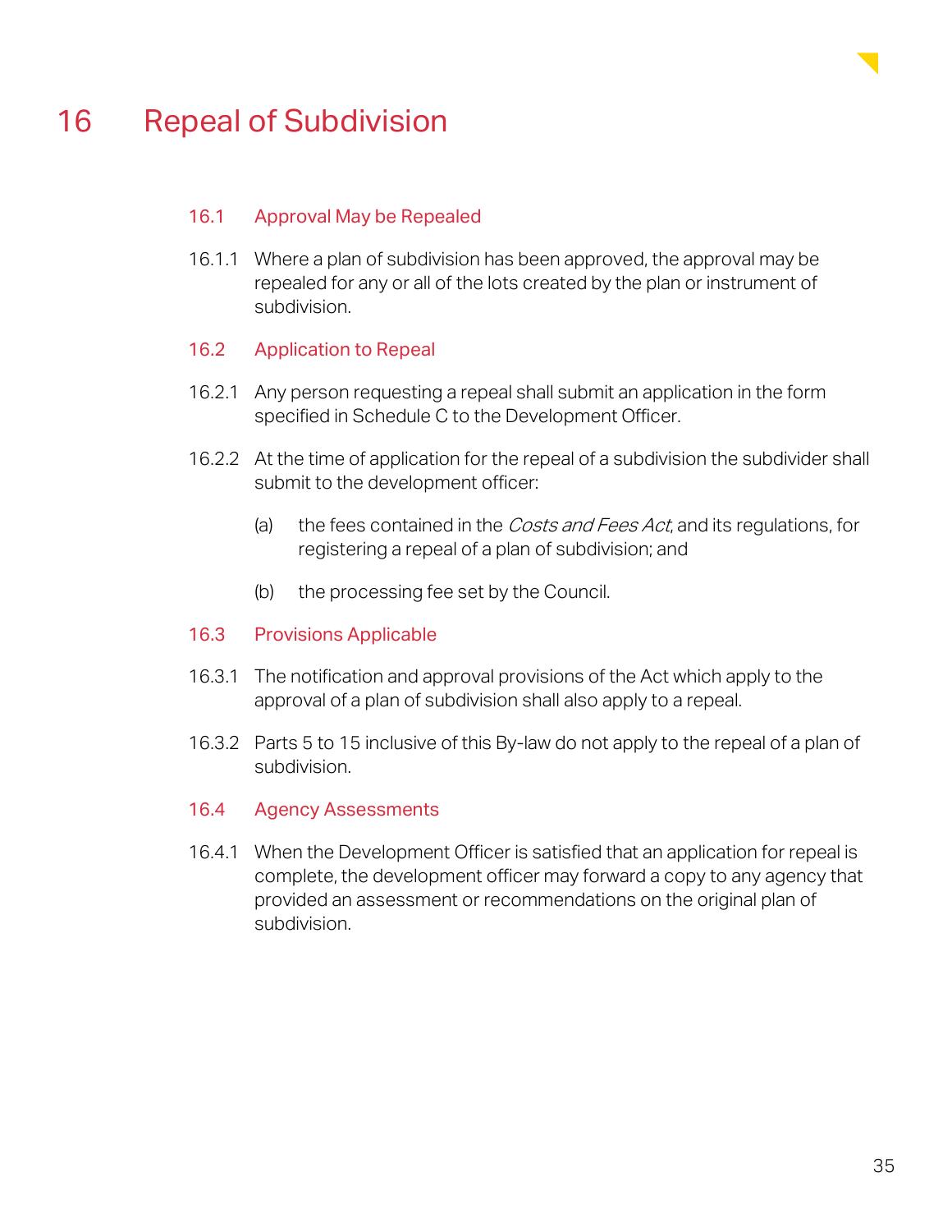# 16 Repeal of Subdivision

## 16.1 Approval May be Repealed

16.1.1 Where a plan of subdivision has been approved, the approval may be repealed for any or all of the lots created by the plan or instrument of subdivision.

## 16.2 Application to Repeal

16.2.1 Any person requesting a repeal shall submit an application in the form specified in Schedule C to the Development Officer.

16.2.2 At the time of application for the repeal of a subdivision the subdivider shall submit to the development officer:

(a) the fees contained in the *Costs and Fees Act*, and its regulations, for registering a repeal of a plan of subdivision; and

(b) the processing fee set by the Council.

## 16.3 Provisions Applicable

16.3.1 The notification and approval provisions of the Act which apply to the approval of a plan of subdivision shall also apply to a repeal.

16.3.2 Parts 5 to 15 inclusive of this By-law do not apply to the repeal of a plan of subdivision.

## 16.4 Agency Assessments

16.4.1 When the Development Officer is satisfied that an application for repeal is complete, the development officer may forward a copy to any agency that provided an assessment or recommendations on the original plan of subdivision.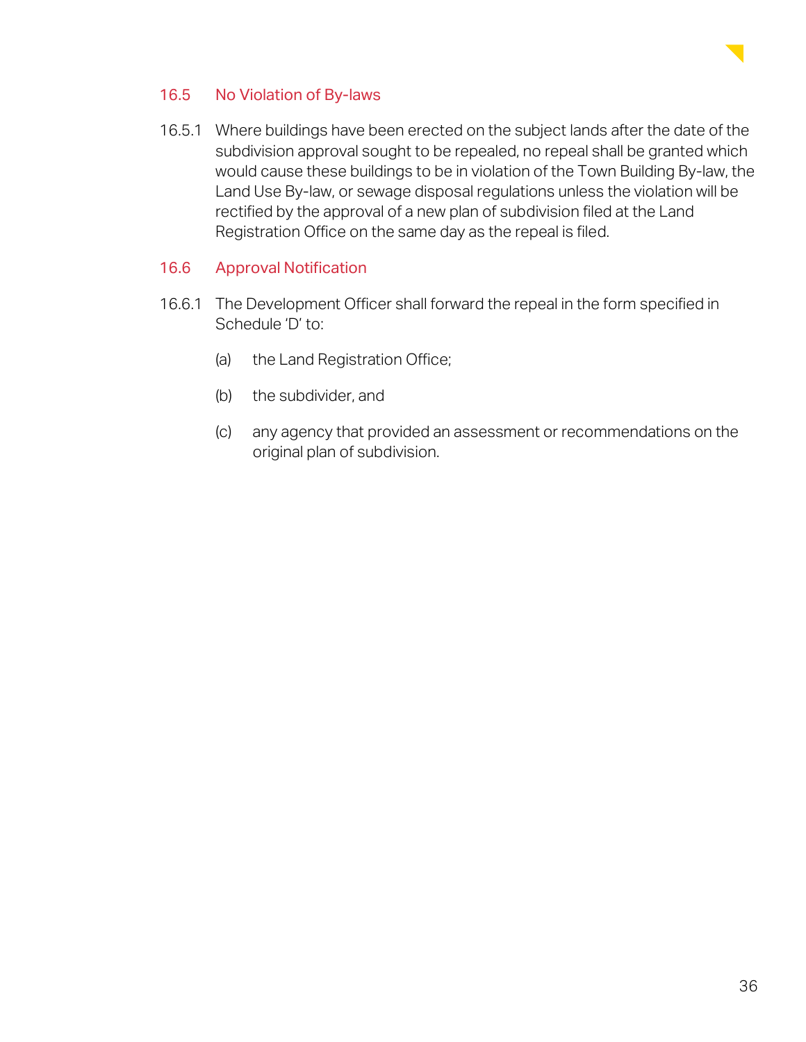### 16.5 No Violation of By-laws

16.5.1 Where buildings have been erected on the subject lands after the date of the subdivision approval sought to be repealed, no repeal shall be granted which would cause these buildings to be in violation of the Town Building By-law, the Land Use By-law, or sewage disposal regulations unless the violation will be rectified by the approval of a new plan of subdivision filed at the Land Registration Office on the same day as the repeal is filed.

### 16.6 Approval Notification

16.6.1 The Development Officer shall forward the repeal in the form specified in Schedule 'D' to:

(a) the Land Registration Office;

(b) the subdivider, and

(c) any agency that provided an assessment or recommendations on the original plan of subdivision.